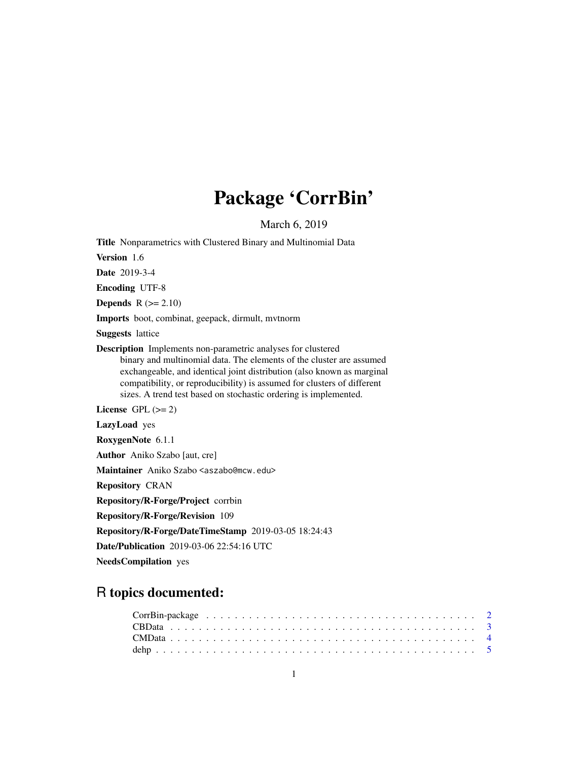# Package 'CorrBin'

March 6, 2019

**Title** Nonparametrics with Clustered Binary and Multinomial Data

**Version** 1.6

**Date** 2019-3-4

**Encoding** UTF-8

**Depends** R (>= 2.10)

**Imports** boot, combinat, geepack, dirmult, mvtnorm

**Suggests** lattice

**Description** Implements non-parametric analyses for clustered binary and multinomial data. The elements of the cluster are assumed exchangeable, and identical joint distribution (also known as marginal compatibility, or reproducibility) is assumed for clusters of different sizes. A trend test based on stochastic ordering is implemented.

**License** GPL (>= 2)

**LazyLoad** yes

**RoxygenNote** 6.1.1

**Author** Aniko Szabo [aut, cre]

**Maintainer** Aniko Szabo <aszabo@mcw.edu>

**Repository** CRAN

**Repository/R-Forge/Project** corrbin

**Repository/R-Forge/Revision** 109

**Repository/R-Forge/DateTimeStamp** 2019-03-05 18:24:43

**Date/Publication** 2019-03-06 22:54:16 UTC

**NeedsCompilation** yes

## R topics documented:

- CorrBin-package . . . . . . . . . . . . . . . . . . . . . . . . . . . . . . . . . . . . 2
- CBData . . . . . . . . . . . . . . . . . . . . . . . . . . . . . . . . . . . . . . . . . 3
- CMData . . . . . . . . . . . . . . . . . . . . . . . . . . . . . . . . . . . . . . . . . 4
- dehp . . . . . . . . . . . . . . . . . . . . . . . . . . . . . . . . . . . . . . . . . . . 5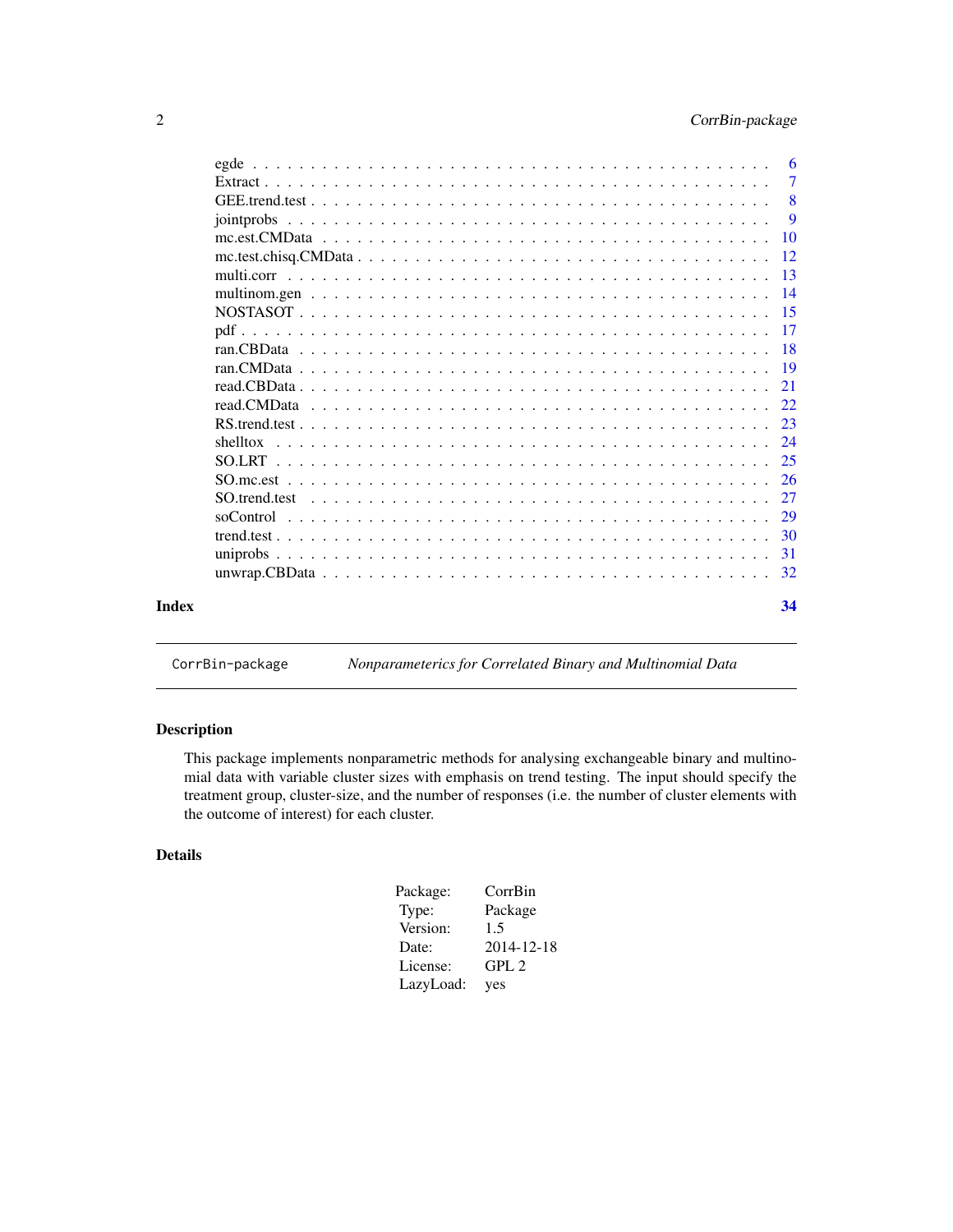egde . . . . . . . . . . . . . . . . . . . . . . . . . . . . . . . . . . . . . . . . . 6
Extract . . . . . . . . . . . . . . . . . . . . . . . . . . . . . . . . . . . . . . . . 7
GEE.trend.test . . . . . . . . . . . . . . . . . . . . . . . . . . . . . . . . . . . . 8
jointprobs . . . . . . . . . . . . . . . . . . . . . . . . . . . . . . . . . . . . . . 9
mc.est.CMData . . . . . . . . . . . . . . . . . . . . . . . . . . . . . . . . . . . 10
mc.test.chisq.CMData . . . . . . . . . . . . . . . . . . . . . . . . . . . . . . . . 12
multi.corr . . . . . . . . . . . . . . . . . . . . . . . . . . . . . . . . . . . . . 13
multinom.gen . . . . . . . . . . . . . . . . . . . . . . . . . . . . . . . . . . . . 14
NOSTASOT . . . . . . . . . . . . . . . . . . . . . . . . . . . . . . . . . . . . . 15
pdf . . . . . . . . . . . . . . . . . . . . . . . . . . . . . . . . . . . . . . . . 17
ran.CBData . . . . . . . . . . . . . . . . . . . . . . . . . . . . . . . . . . . . . 18
ran.CMData . . . . . . . . . . . . . . . . . . . . . . . . . . . . . . . . . . . . . 19
read.CBData . . . . . . . . . . . . . . . . . . . . . . . . . . . . . . . . . . . . 21
read.CMData . . . . . . . . . . . . . . . . . . . . . . . . . . . . . . . . . . . . 22
RS.trend.test . . . . . . . . . . . . . . . . . . . . . . . . . . . . . . . . . . . . 23
shelltox . . . . . . . . . . . . . . . . . . . . . . . . . . . . . . . . . . . . . . 24
SO.LRT . . . . . . . . . . . . . . . . . . . . . . . . . . . . . . . . . . . . . . . 25
SO.mc.est . . . . . . . . . . . . . . . . . . . . . . . . . . . . . . . . . . . . . . 26
SO.trend.test . . . . . . . . . . . . . . . . . . . . . . . . . . . . . . . . . . . . 27
soControl . . . . . . . . . . . . . . . . . . . . . . . . . . . . . . . . . . . . . . 29
trend.test . . . . . . . . . . . . . . . . . . . . . . . . . . . . . . . . . . . . . . 30
uniprobs . . . . . . . . . . . . . . . . . . . . . . . . . . . . . . . . . . . . . . 31
unwrap.CBData . . . . . . . . . . . . . . . . . . . . . . . . . . . . . . . . . . . 32

**Index** **34**

---

`CorrBin-package` *Nonparameterics for Correlated Binary and Multinomial Data*

---

### Description

This package implements nonparametric methods for analysing exchangeable binary and multinomial data with variable cluster sizes with emphasis on trend testing. The input should specify the treatment group, cluster-size, and the number of responses (i.e. the number of cluster elements with the outcome of interest) for each cluster.

### Details

| | |
|---|---|
| Package: | CorrBin |
| Type: | Package |
| Version: | 1.5 |
| Date: | 2014-12-18 |
| License: | GPL 2 |
| LazyLoad: | yes |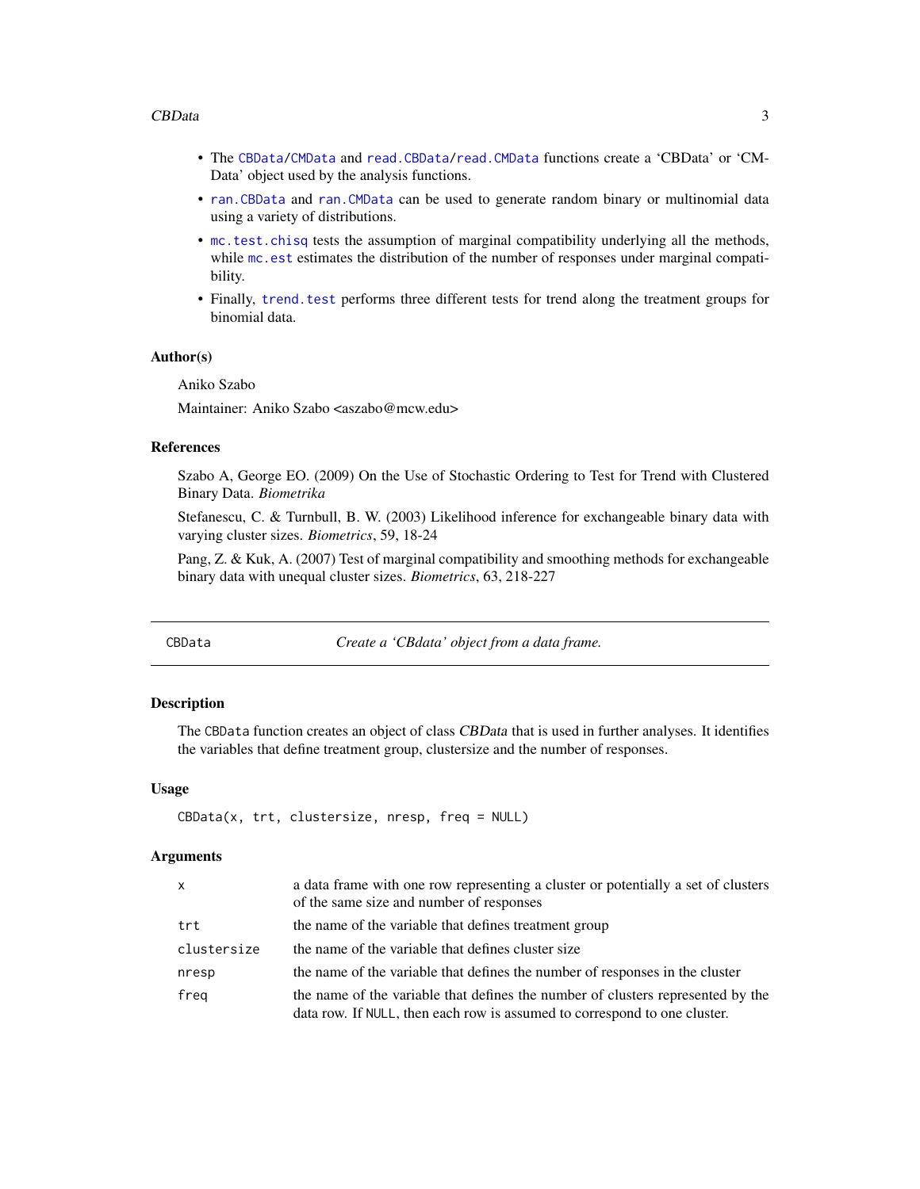- The `CBData`/`CMData` and `read.CBData`/`read.CMData` functions create a 'CBData' or 'CMData' object used by the analysis functions.
- `ran.CBData` and `ran.CMData` can be used to generate random binary or multinomial data using a variety of distributions.
- `mc.test.chisq` tests the assumption of marginal compatibility underlying all the methods, while `mc.est` estimates the distribution of the number of responses under marginal compatibility.
- Finally, `trend.test` performs three different tests for trend along the treatment groups for binomial data.

### Author(s)

Aniko Szabo

Maintainer: Aniko Szabo <aszabo@mcw.edu>

### References

Szabo A, George EO. (2009) On the Use of Stochastic Ordering to Test for Trend with Clustered Binary Data. *Biometrika*

Stefanescu, C. & Turnbull, B. W. (2003) Likelihood inference for exchangeable binary data with varying cluster sizes. *Biometrics*, 59, 18-24

Pang, Z. & Kuk, A. (2007) Test of marginal compatibility and smoothing methods for exchangeable binary data with unequal cluster sizes. *Biometrics*, 63, 218-227

---

## CBData — *Create a 'CBdata' object from a data frame.*

### Description

The `CBData` function creates an object of class *CBData* that is used in further analyses. It identifies the variables that define treatment group, clustersize and the number of responses.

### Usage

```
CBData(x, trt, clustersize, nresp, freq = NULL)
```

### Arguments

| | |
|---|---|
| `x` | a data frame with one row representing a cluster or potentially a set of clusters of the same size and number of responses |
| `trt` | the name of the variable that defines treatment group |
| `clustersize` | the name of the variable that defines cluster size |
| `nresp` | the name of the variable that defines the number of responses in the cluster |
| `freq` | the name of the variable that defines the number of clusters represented by the data row. If `NULL`, then each row is assumed to correspond to one cluster. |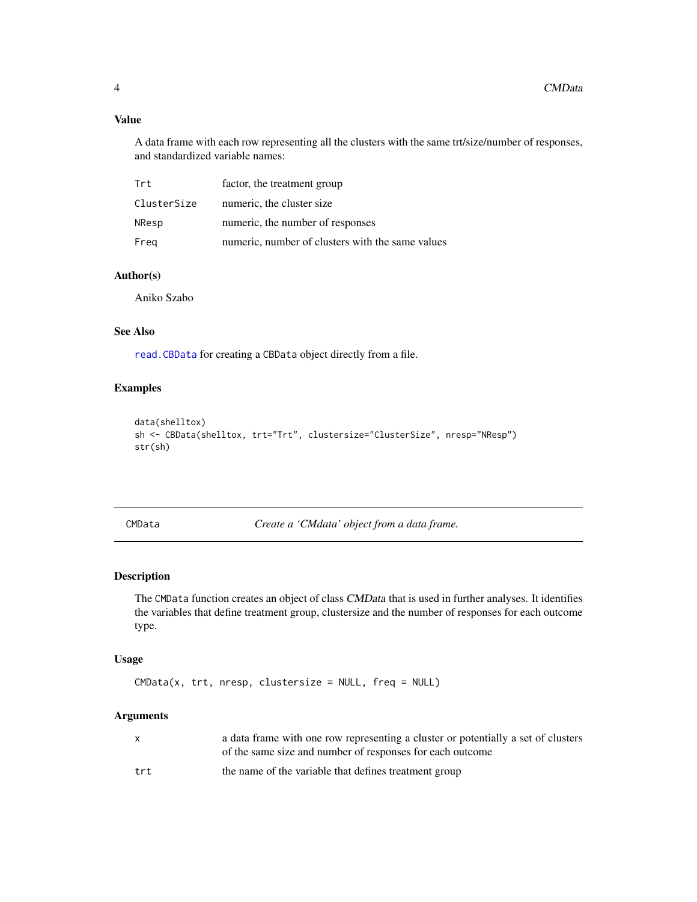### Value

A data frame with each row representing all the clusters with the same trt/size/number of responses, and standardized variable names:

| | |
|---|---|
| Trt | factor, the treatment group |
| ClusterSize | numeric, the cluster size |
| NResp | numeric, the number of responses |
| Freq | numeric, number of clusters with the same values |

### Author(s)

Aniko Szabo

### See Also

`read.CBData` for creating a `CBData` object directly from a file.

### Examples

```
data(shelltox)
sh <- CBData(shelltox, trt="Trt", clustersize="ClusterSize", nresp="NResp")
str(sh)
```

---

## CMData — *Create a 'CMdata' object from a data frame.*

### Description

The `CMData` function creates an object of class *CMData* that is used in further analyses. It identifies the variables that define treatment group, clustersize and the number of responses for each outcome type.

### Usage

```
CMData(x, trt, nresp, clustersize = NULL, freq = NULL)
```

### Arguments

| | |
|---|---|
| x | a data frame with one row representing a cluster or potentially a set of clusters of the same size and number of responses for each outcome |
| trt | the name of the variable that defines treatment group |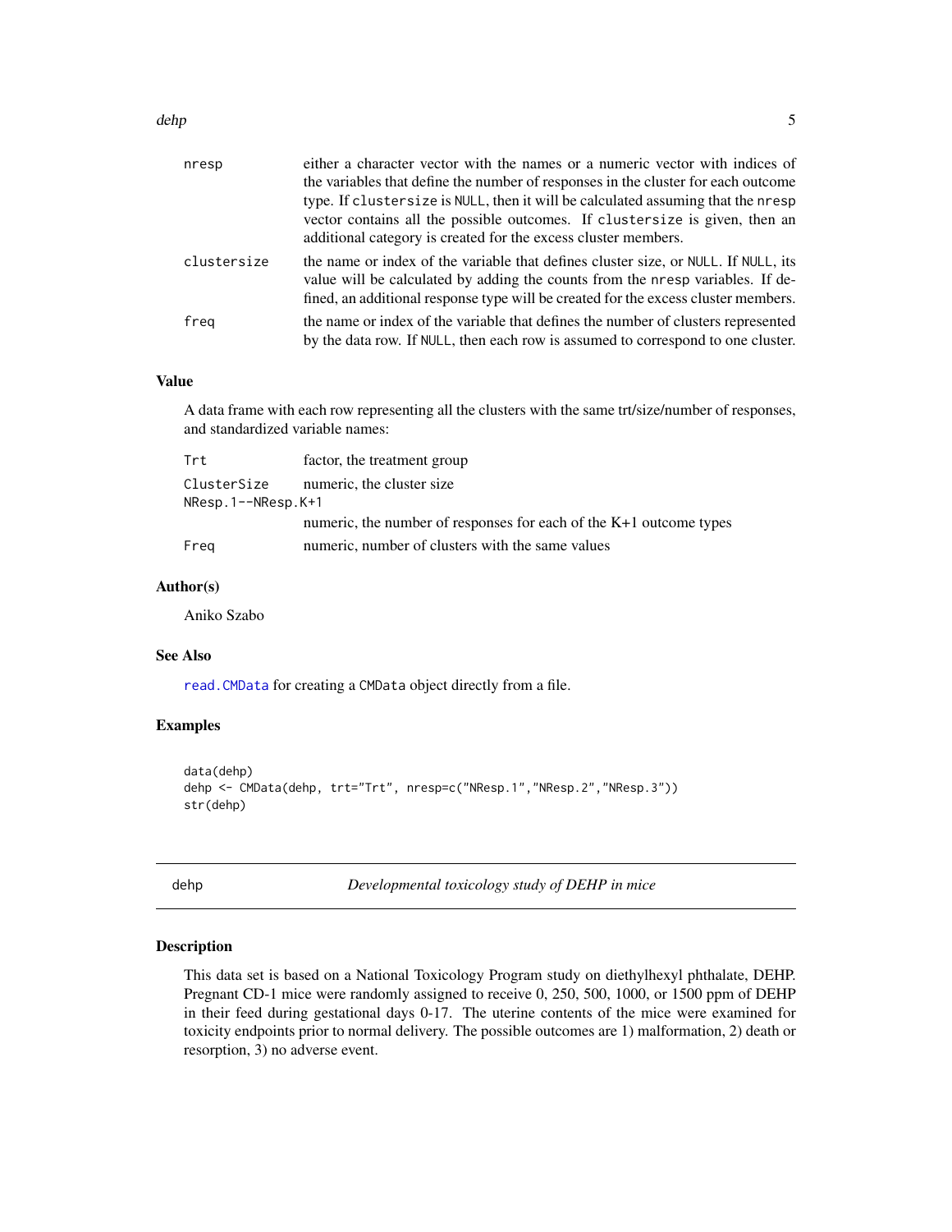| | |
|---|---|
| nresp | either a character vector with the names or a numeric vector with indices of the variables that define the number of responses in the cluster for each outcome type. If clustersize is NULL, then it will be calculated assuming that the nresp vector contains all the possible outcomes. If clustersize is given, then an additional category is created for the excess cluster members. |
| clustersize | the name or index of the variable that defines cluster size, or NULL. If NULL, its value will be calculated by adding the counts from the nresp variables. If defined, an additional response type will be created for the excess cluster members. |
| freq | the name or index of the variable that defines the number of clusters represented by the data row. If NULL, then each row is assumed to correspond to one cluster. |

### Value

A data frame with each row representing all the clusters with the same trt/size/number of responses, and standardized variable names:

| | |
|---|---|
| Trt | factor, the treatment group |
| ClusterSize | numeric, the cluster size |
| NResp.1--NResp.K+1 | numeric, the number of responses for each of the K+1 outcome types |
| Freq | numeric, number of clusters with the same values |

### Author(s)

Aniko Szabo

### See Also

read.CMData for creating a CMData object directly from a file.

### Examples

```
data(dehp)
dehp <- CMData(dehp, trt="Trt", nresp=c("NResp.1","NResp.2","NResp.3"))
str(dehp)
```

---

## dehp — *Developmental toxicology study of DEHP in mice*

### Description

This data set is based on a National Toxicology Program study on diethylhexyl phthalate, DEHP. Pregnant CD-1 mice were randomly assigned to receive 0, 250, 500, 1000, or 1500 ppm of DEHP in their feed during gestational days 0-17. The uterine contents of the mice were examined for toxicity endpoints prior to normal delivery. The possible outcomes are 1) malformation, 2) death or resorption, 3) no adverse event.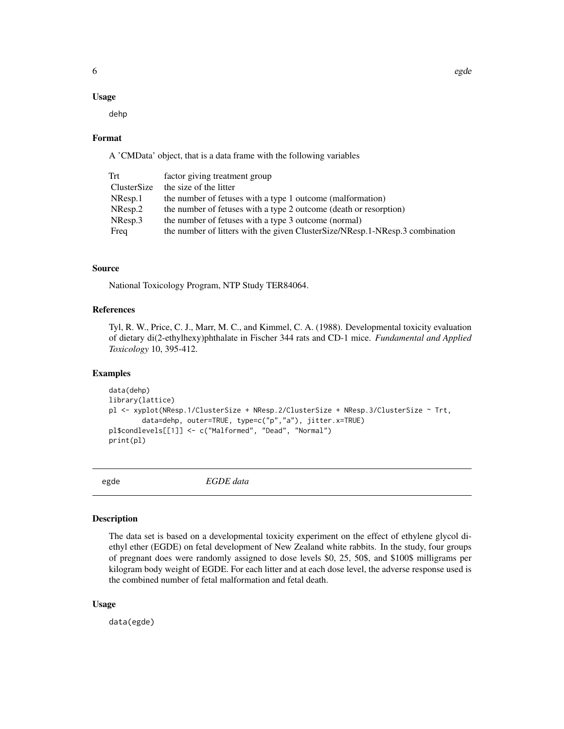### Usage

```
dehp
```

### Format

A 'CMData' object, that is a data frame with the following variables

| | |
|---|---|
| Trt | factor giving treatment group |
| ClusterSize | the size of the litter |
| NResp.1 | the number of fetuses with a type 1 outcome (malformation) |
| NResp.2 | the number of fetuses with a type 2 outcome (death or resorption) |
| NResp.3 | the number of fetuses with a type 3 outcome (normal) |
| Freq | the number of litters with the given ClusterSize/NResp.1-NResp.3 combination |

### Source

National Toxicology Program, NTP Study TER84064.

### References

Tyl, R. W., Price, C. J., Marr, M. C., and Kimmel, C. A. (1988). Developmental toxicity evaluation of dietary di(2-ethylhexy)phthalate in Fischer 344 rats and CD-1 mice. *Fundamental and Applied Toxicology* 10, 395-412.

### Examples

```
data(dehp)
library(lattice)
pl <- xyplot(NResp.1/ClusterSize + NResp.2/ClusterSize + NResp.3/ClusterSize ~ Trt,
        data=dehp, outer=TRUE, type=c("p","a"), jitter.x=TRUE)
pl$condlevels[[1]] <- c("Malformed", "Dead", "Normal")
print(pl)
```

---

## egde — *EGDE data*

---

### Description

The data set is based on a developmental toxicity experiment on the effect of ethylene glycol diethyl ether (EGDE) on fetal development of New Zealand white rabbits. In the study, four groups of pregnant does were randomly assigned to dose levels $0, 25, 50$, and $100$ milligrams per kilogram body weight of EGDE. For each litter and at each dose level, the adverse response used is the combined number of fetal malformation and fetal death.

### Usage

```
data(egde)
```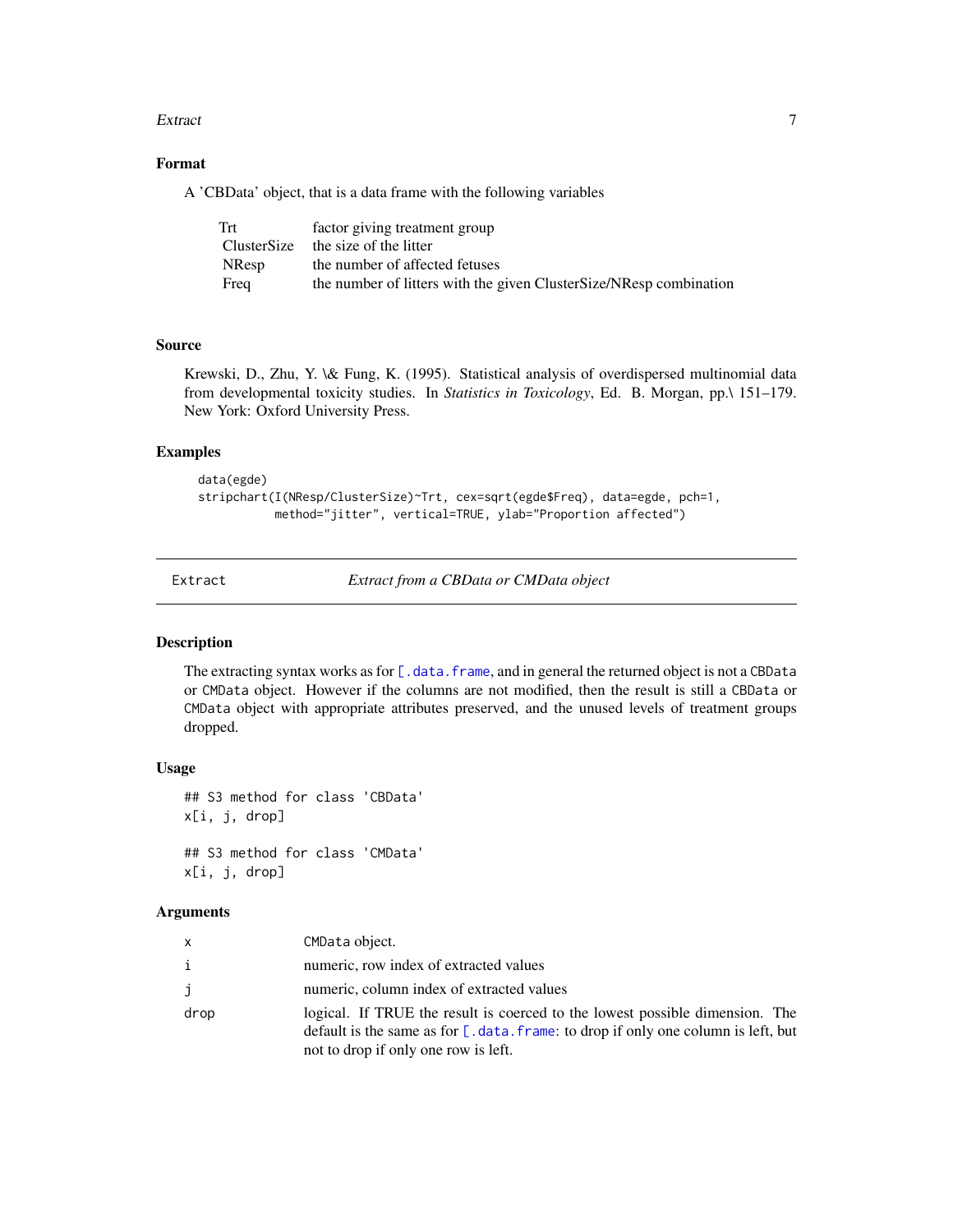### Format

A 'CBData' object, that is a data frame with the following variables

| | |
|---|---|
| Trt | factor giving treatment group |
| ClusterSize | the size of the litter |
| NResp | the number of affected fetuses |
| Freq | the number of litters with the given ClusterSize/NResp combination |

### Source

Krewski, D., Zhu, Y. \& Fung, K. (1995). Statistical analysis of overdispersed multinomial data from developmental toxicity studies. In *Statistics in Toxicology*, Ed. B. Morgan, pp.\ 151–179. New York: Oxford University Press.

### Examples

```
data(egde)
stripchart(I(NResp/ClusterSize)~Trt, cex=sqrt(egde$Freq), data=egde, pch=1,
           method="jitter", vertical=TRUE, ylab="Proportion affected")
```

---

## Extract — *Extract from a CBData or CMData object*

### Description

The extracting syntax works as for `[.data.frame`, and in general the returned object is not a `CBData` or `CMData` object. However if the columns are not modified, then the result is still a `CBData` or `CMData` object with appropriate attributes preserved, and the unused levels of treatment groups dropped.

### Usage

```
## S3 method for class 'CBData'
x[i, j, drop]

## S3 method for class 'CMData'
x[i, j, drop]
```

### Arguments

| | |
|---|---|
| `x` | `CMData` object. |
| `i` | numeric, row index of extracted values |
| `j` | numeric, column index of extracted values |
| `drop` | logical. If TRUE the result is coerced to the lowest possible dimension. The default is the same as for `[.data.frame`: to drop if only one column is left, but not to drop if only one row is left. |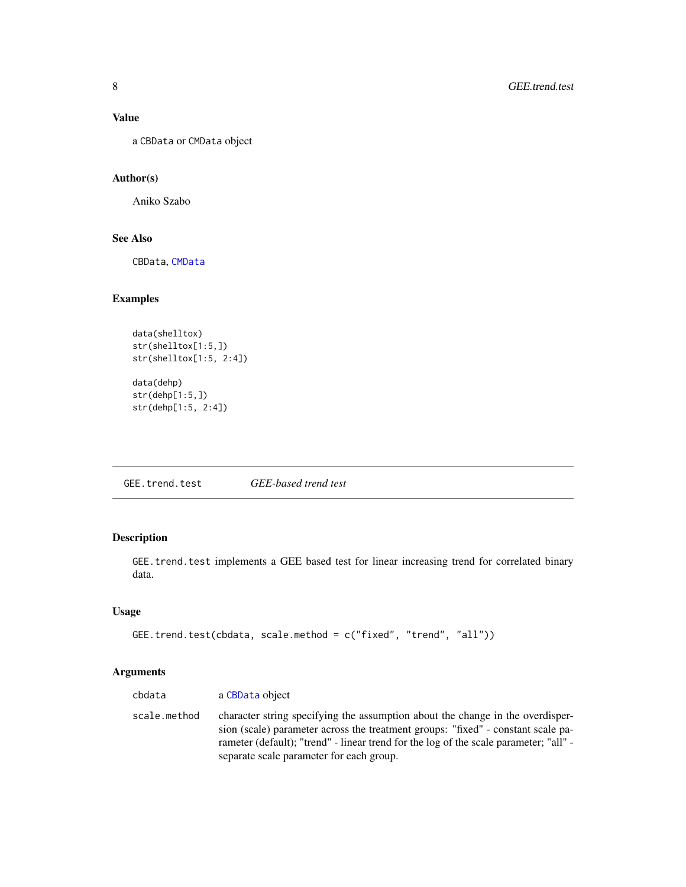## Value

a `CBData` or `CMData` object

## Author(s)

Aniko Szabo

## See Also

CBData, CMData

## Examples

```
data(shelltox)
str(shelltox[1:5,])
str(shelltox[1:5, 2:4])

data(dehp)
str(dehp[1:5,])
str(dehp[1:5, 2:4])
```

---

# GEE.trend.test *GEE-based trend test*

## Description

`GEE.trend.test` implements a GEE based test for linear increasing trend for correlated binary data.

## Usage

```
GEE.trend.test(cbdata, scale.method = c("fixed", "trend", "all"))
```

## Arguments

| | |
|---|---|
| `cbdata` | a `CBData` object |
| `scale.method` | character string specifying the assumption about the change in the overdispersion (scale) parameter across the treatment groups: "fixed" - constant scale parameter (default); "trend" - linear trend for the log of the scale parameter; "all" - separate scale parameter for each group. |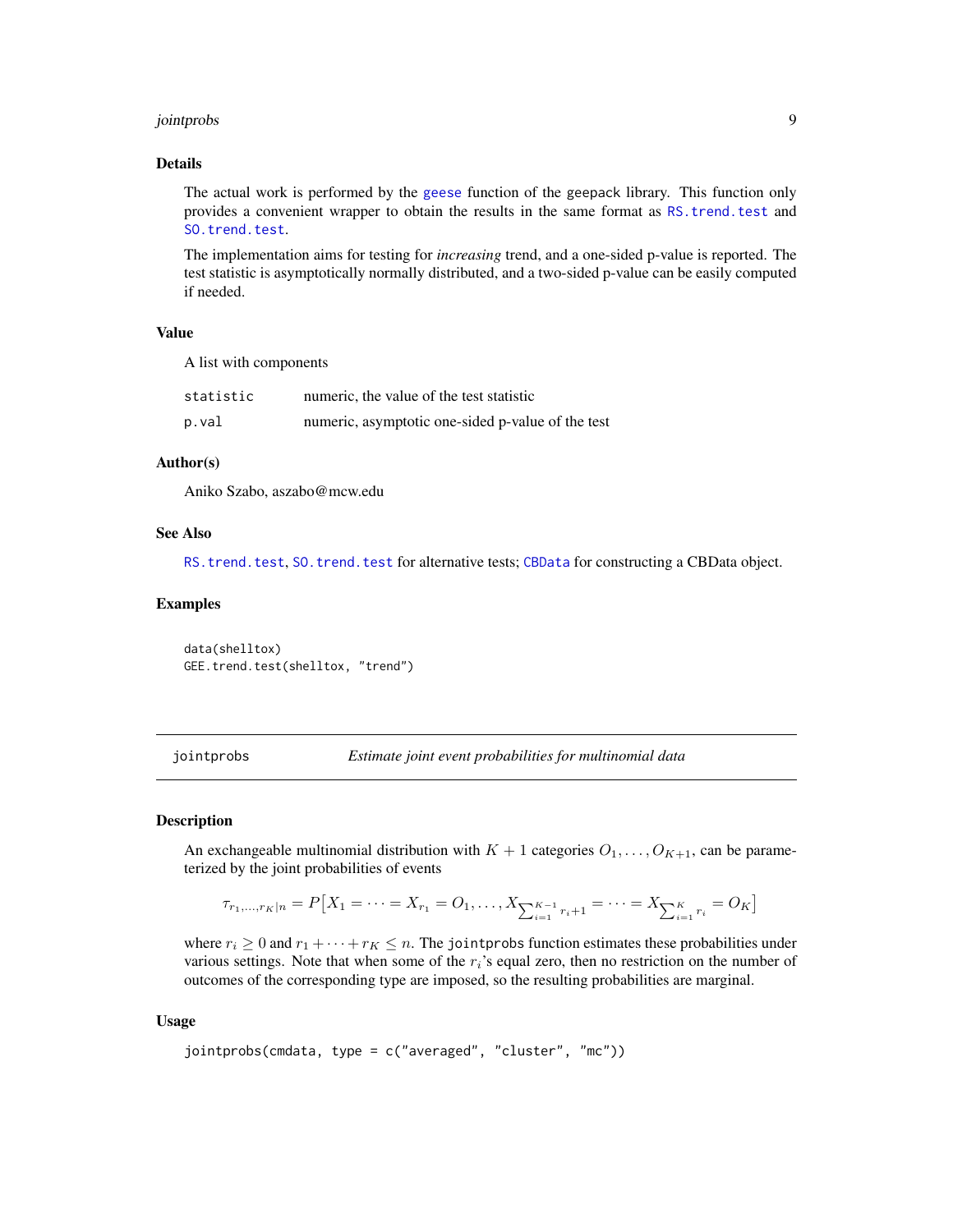### Details

The actual work is performed by the `geese` function of the geepack library. This function only provides a convenient wrapper to obtain the results in the same format as `RS.trend.test` and `SO.trend.test`.

The implementation aims for testing for *increasing* trend, and a one-sided p-value is reported. The test statistic is asymptotically normally distributed, and a two-sided p-value can be easily computed if needed.

### Value

A list with components

| | |
|---|---|
| `statistic` | numeric, the value of the test statistic |
| `p.val` | numeric, asymptotic one-sided p-value of the test |

### Author(s)

Aniko Szabo, aszabo@mcw.edu

### See Also

`RS.trend.test`, `SO.trend.test` for alternative tests; `CBData` for constructing a CBData object.

### Examples

```
data(shelltox)
GEE.trend.test(shelltox, "trend")
```

---

## jointprobs — *Estimate joint event probabilities for multinomial data*

### Description

An exchangeable multinomial distribution with $K+1$ categories $O_1, \ldots, O_{K+1}$, can be parameterized by the joint probabilities of events

$$\tau_{r_1,\ldots,r_K|n} = P\big[X_1 = \cdots = X_{r_1} = O_1, \ldots, X_{\sum_{i=1}^{K-1} r_i+1} = \cdots = X_{\sum_{i=1}^{K} r_i} = O_K\big]$$

where $r_i \geq 0$ and $r_1 + \cdots + r_K \leq n$. The `jointprobs` function estimates these probabilities under various settings. Note that when some of the $r_i$'s equal zero, then no restriction on the number of outcomes of the corresponding type are imposed, so the resulting probabilities are marginal.

### Usage

```
jointprobs(cmdata, type = c("averaged", "cluster", "mc"))
```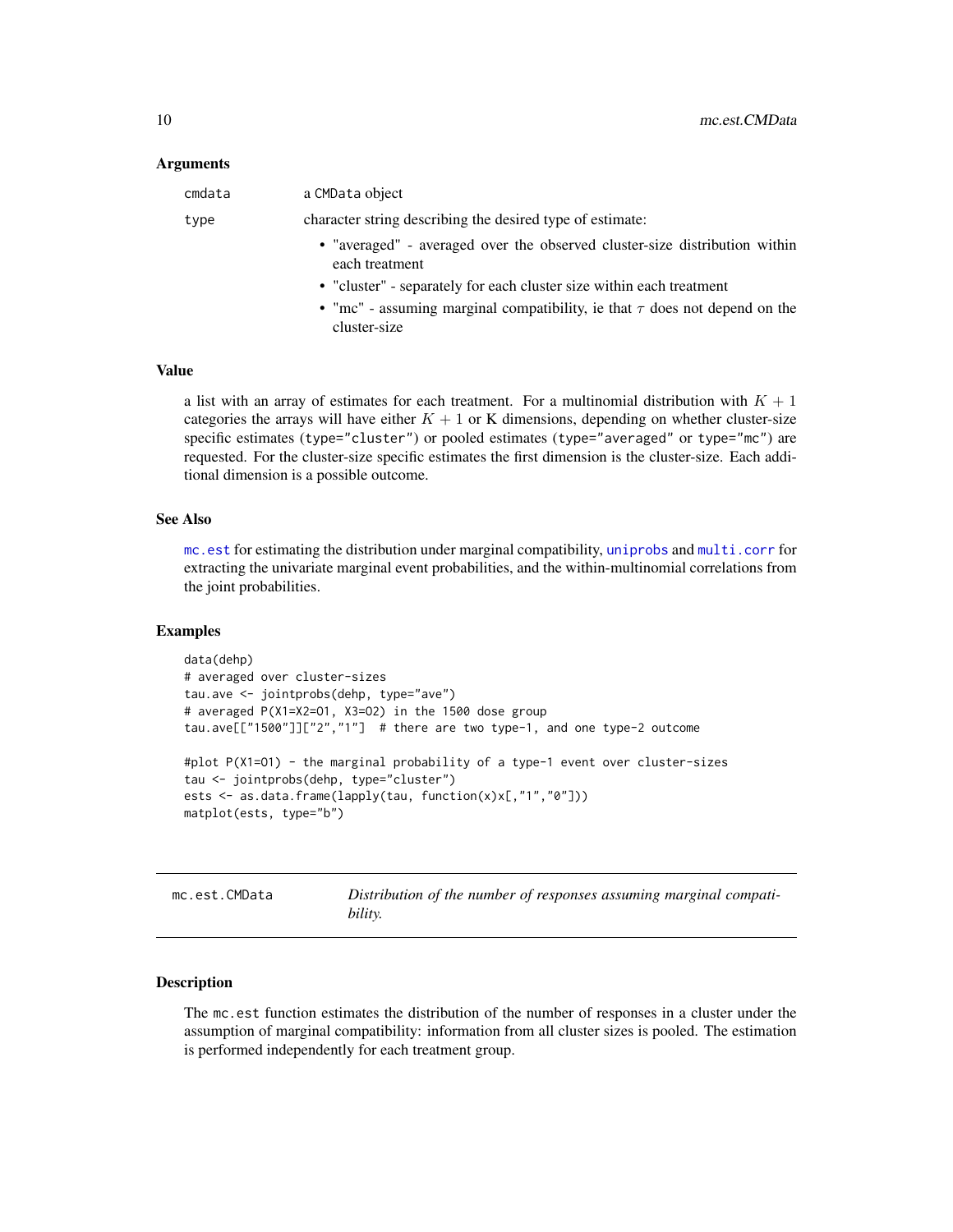### Arguments

| | |
|---|---|
| `cmdata` | a `CMData` object |
| `type` | character string describing the desired type of estimate:<br>• "averaged" - averaged over the observed cluster-size distribution within each treatment<br>• "cluster" - separately for each cluster size within each treatment<br>• "mc" - assuming marginal compatibility, ie that $\tau$ does not depend on the cluster-size |

### Value

a list with an array of estimates for each treatment. For a multinomial distribution with $K + 1$ categories the arrays will have either $K + 1$ or K dimensions, depending on whether cluster-size specific estimates (`type="cluster"`) or pooled estimates (`type="averaged"` or `type="mc"`) are requested. For the cluster-size specific estimates the first dimension is the cluster-size. Each additional dimension is a possible outcome.

### See Also

`mc.est` for estimating the distribution under marginal compatibility, `uniprobs` and `multi.corr` for extracting the univariate marginal event probabilities, and the within-multinomial correlations from the joint probabilities.

### Examples

```
data(dehp)
# averaged over cluster-sizes
tau.ave <- jointprobs(dehp, type="ave")
# averaged P(X1=X2=O1, X3=O2) in the 1500 dose group
tau.ave[["1500"]]["2","1"]  # there are two type-1, and one type-2 outcome

#plot P(X1=O1) - the marginal probability of a type-1 event over cluster-sizes
tau <- jointprobs(dehp, type="cluster")
ests <- as.data.frame(lapply(tau, function(x)x[,"1","0"]))
matplot(ests, type="b")
```

---

## mc.est.CMData — *Distribution of the number of responses assuming marginal compatibility.*

---

### Description

The `mc.est` function estimates the distribution of the number of responses in a cluster under the assumption of marginal compatibility: information from all cluster sizes is pooled. The estimation is performed independently for each treatment group.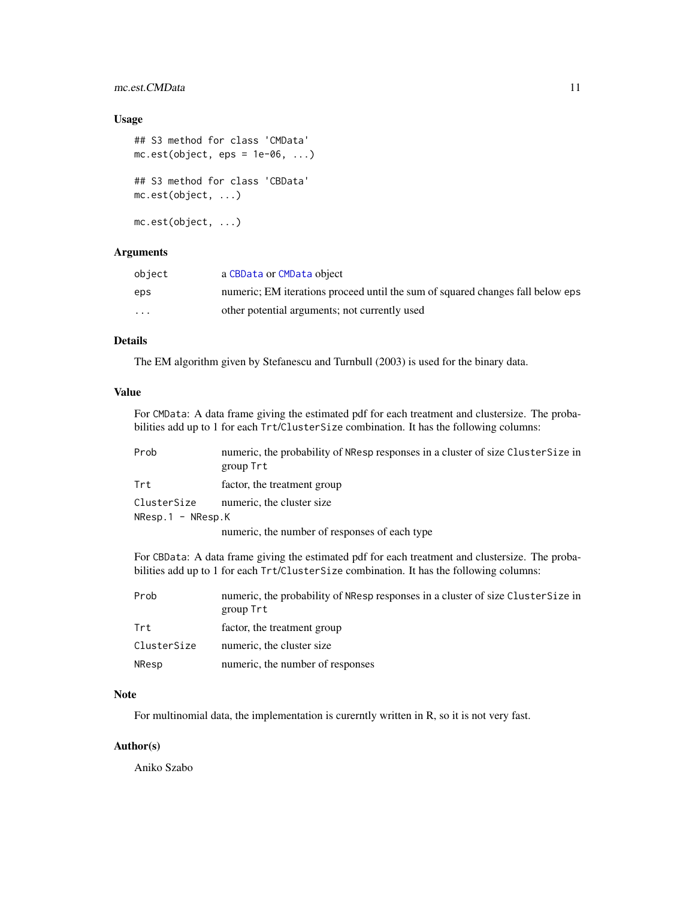## Usage

```
## S3 method for class 'CMData'
mc.est(object, eps = 1e-06, ...)

## S3 method for class 'CBData'
mc.est(object, ...)

mc.est(object, ...)
```

## Arguments

| | |
|---|---|
| `object` | a `CBData` or `CMData` object |
| `eps` | numeric; EM iterations proceed until the sum of squared changes fall below `eps` |
| `...` | other potential arguments; not currently used |

## Details

The EM algorithm given by Stefanescu and Turnbull (2003) is used for the binary data.

## Value

For `CMData`: A data frame giving the estimated pdf for each treatment and clustersize. The probabilities add up to 1 for each `Trt`/`ClusterSize` combination. It has the following columns:

| | |
|---|---|
| `Prob` | numeric, the probability of `NResp` responses in a cluster of size `ClusterSize` in group `Trt` |
| `Trt` | factor, the treatment group |
| `ClusterSize` | numeric, the cluster size |
| `NResp.1 - NResp.K` | numeric, the number of responses of each type |

For `CBData`: A data frame giving the estimated pdf for each treatment and clustersize. The probabilities add up to 1 for each `Trt`/`ClusterSize` combination. It has the following columns:

| | |
|---|---|
| `Prob` | numeric, the probability of `NResp` responses in a cluster of size `ClusterSize` in group `Trt` |
| `Trt` | factor, the treatment group |
| `ClusterSize` | numeric, the cluster size |
| `NResp` | numeric, the number of responses |

## Note

For multinomial data, the implementation is curerntly written in R, so it is not very fast.

## Author(s)

Aniko Szabo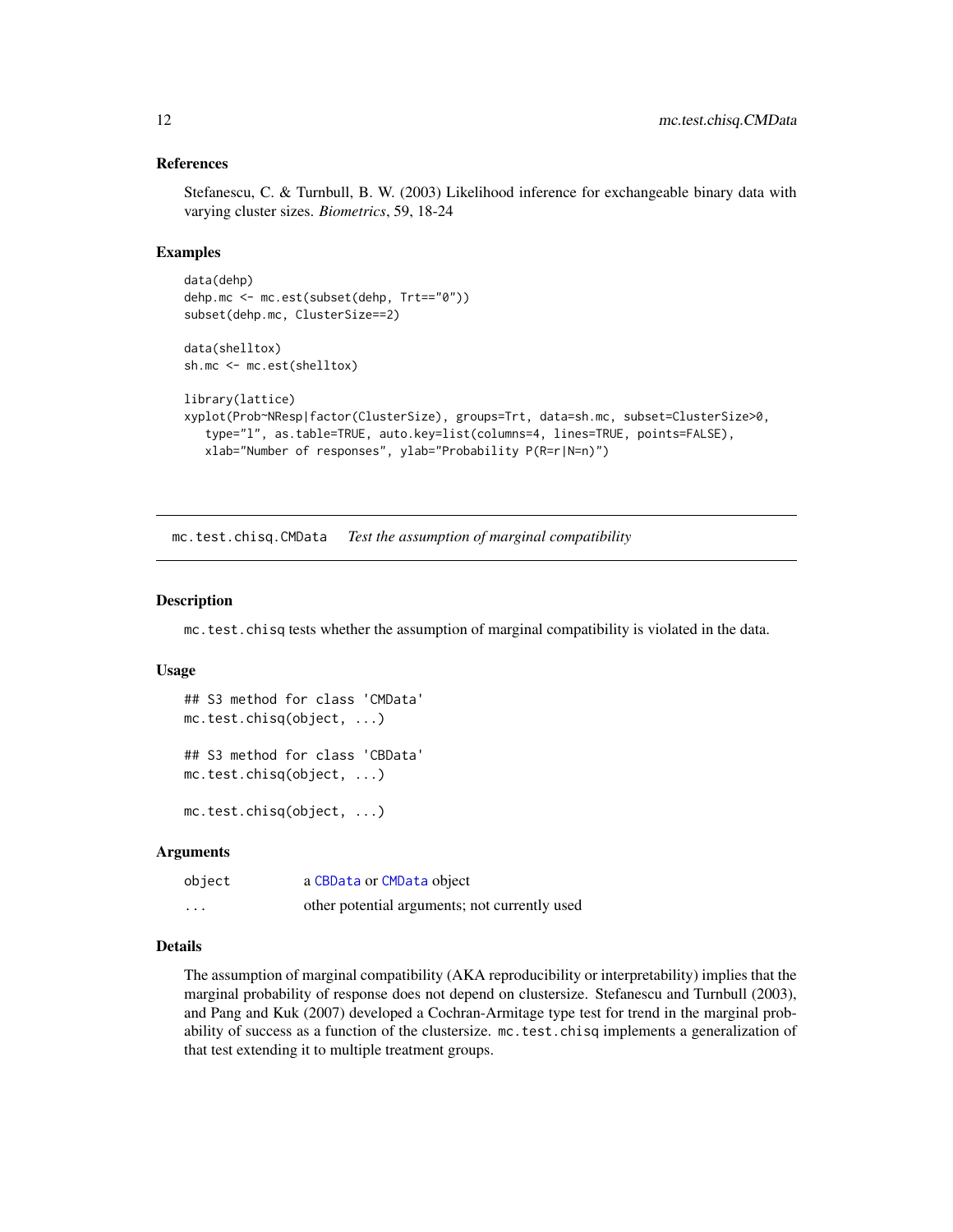### References

Stefanescu, C. & Turnbull, B. W. (2003) Likelihood inference for exchangeable binary data with varying cluster sizes. *Biometrics*, 59, 18-24

### Examples

```
data(dehp)
dehp.mc <- mc.est(subset(dehp, Trt=="0"))
subset(dehp.mc, ClusterSize==2)

data(shelltox)
sh.mc <- mc.est(shelltox)

library(lattice)
xyplot(Prob~NResp|factor(ClusterSize), groups=Trt, data=sh.mc, subset=ClusterSize>0,
   type="l", as.table=TRUE, auto.key=list(columns=4, lines=TRUE, points=FALSE),
   xlab="Number of responses", ylab="Probability P(R=r|N=n)")
```

---

## mc.test.chisq.CMData    *Test the assumption of marginal compatibility*

---

### Description

`mc.test.chisq` tests whether the assumption of marginal compatibility is violated in the data.

### Usage

```
## S3 method for class 'CMData'
mc.test.chisq(object, ...)

## S3 method for class 'CBData'
mc.test.chisq(object, ...)

mc.test.chisq(object, ...)
```

### Arguments

| | |
|---|---|
| object | a `CBData` or `CMData` object |
| ... | other potential arguments; not currently used |

### Details

The assumption of marginal compatibility (AKA reproducibility or interpretability) implies that the marginal probability of response does not depend on clustersize. Stefanescu and Turnbull (2003), and Pang and Kuk (2007) developed a Cochran-Armitage type test for trend in the marginal probability of success as a function of the clustersize. `mc.test.chisq` implements a generalization of that test extending it to multiple treatment groups.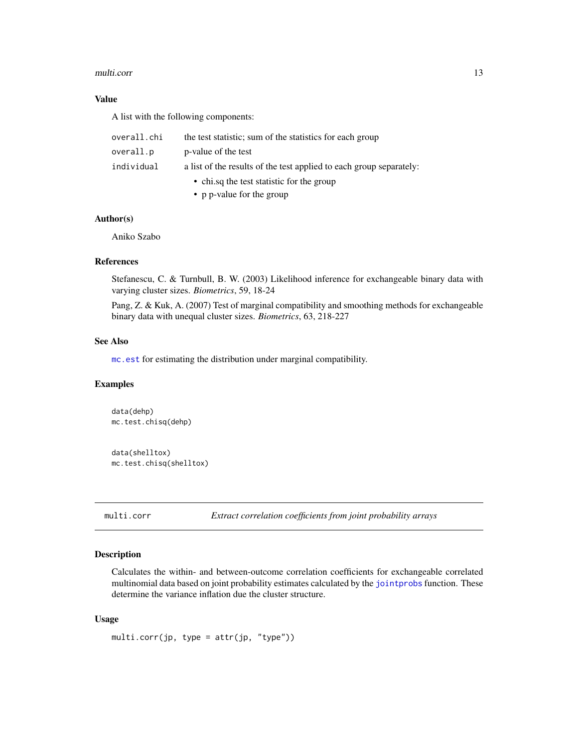### Value

A list with the following components:

| | |
|---|---|
| `overall.chi` | the test statistic; sum of the statistics for each group |
| `overall.p` | p-value of the test |
| `individual` | a list of the results of the test applied to each group separately:<br>• chi.sq the test statistic for the group<br>• p p-value for the group |

### Author(s)

Aniko Szabo

### References

Stefanescu, C. & Turnbull, B. W. (2003) Likelihood inference for exchangeable binary data with varying cluster sizes. *Biometrics*, 59, 18-24

Pang, Z. & Kuk, A. (2007) Test of marginal compatibility and smoothing methods for exchangeable binary data with unequal cluster sizes. *Biometrics*, 63, 218-227

### See Also

`mc.est` for estimating the distribution under marginal compatibility.

### Examples

```
data(dehp)
mc.test.chisq(dehp)


data(shelltox)
mc.test.chisq(shelltox)
```

---

## multi.corr — *Extract correlation coefficients from joint probability arrays*

### Description

Calculates the within- and between-outcome correlation coefficients for exchangeable correlated multinomial data based on joint probability estimates calculated by the `jointprobs` function. These determine the variance inflation due the cluster structure.

### Usage

```
multi.corr(jp, type = attr(jp, "type"))
```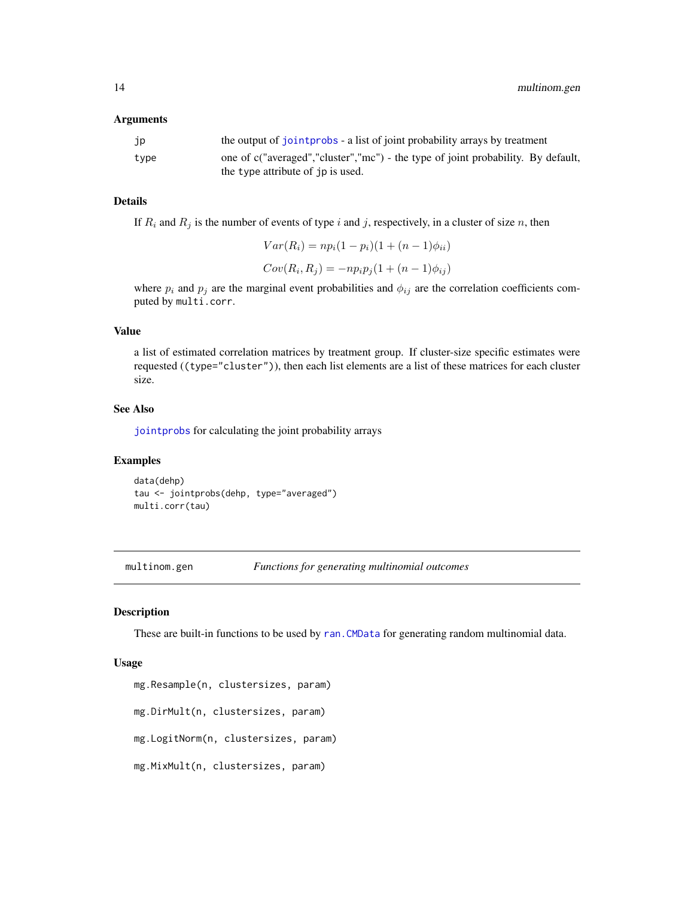### Arguments

| | |
|---|---|
| jp | the output of `jointprobs` - a list of joint probability arrays by treatment |
| type | one of c("averaged","cluster","mc") - the type of joint probability. By default, the `type` attribute of `jp` is used. |

### Details

If $R_i$ and $R_j$ is the number of events of type $i$ and $j$, respectively, in a cluster of size $n$, then

$$Var(R_i) = np_i(1-p_i)(1+(n-1)\phi_{ii})$$

$$Cov(R_i, R_j) = -np_ip_j(1+(n-1)\phi_{ij})$$

where $p_i$ and $p_j$ are the marginal event probabilities and $\phi_{ij}$ are the correlation coefficients computed by `multi.corr`.

### Value

a list of estimated correlation matrices by treatment group. If cluster-size specific estimates were requested ((`type="cluster"`)), then each list elements are a list of these matrices for each cluster size.

### See Also

`jointprobs` for calculating the joint probability arrays

### Examples

```
data(dehp)
tau <- jointprobs(dehp, type="averaged")
multi.corr(tau)
```

---

## multinom.gen — *Functions for generating multinomial outcomes*

### Description

These are built-in functions to be used by `ran.CMData` for generating random multinomial data.

### Usage

```
mg.Resample(n, clustersizes, param)

mg.DirMult(n, clustersizes, param)

mg.LogitNorm(n, clustersizes, param)

mg.MixMult(n, clustersizes, param)
```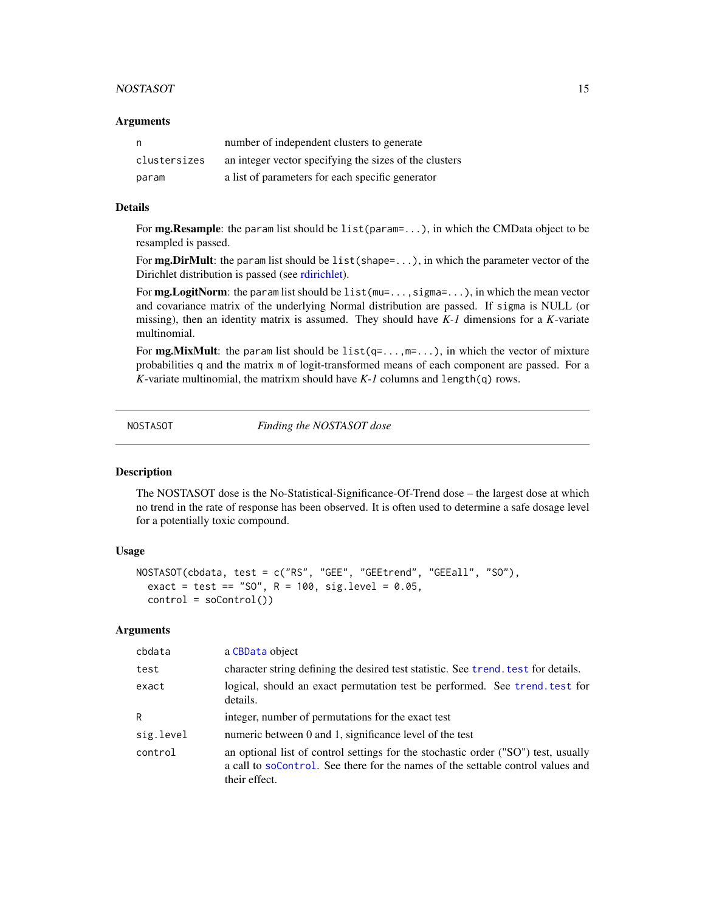### Arguments

| | |
|---|---|
| n | number of independent clusters to generate |
| clustersizes | an integer vector specifying the sizes of the clusters |
| param | a list of parameters for each specific generator |

### Details

For **mg.Resample**: the `param` list should be `list(param=...)`, in which the CMData object to be resampled is passed.

For **mg.DirMult**: the `param` list should be `list(shape=...)`, in which the parameter vector of the Dirichlet distribution is passed (see rdirichlet).

For **mg.LogitNorm**: the `param` list should be `list(mu=...,sigma=...)`, in which the mean vector and covariance matrix of the underlying Normal distribution are passed. If `sigma` is NULL (or missing), then an identity matrix is assumed. They should have *K-1* dimensions for a *K*-variate multinomial.

For **mg.MixMult**: the `param` list should be `list(q=...,m=...)`, in which the vector of mixture probabilities `q` and the matrix `m` of logit-transformed means of each component are passed. For a *K*-variate multinomial, the matrixm should have *K-1* columns and `length(q)` rows.

---

## NOSTASOT — *Finding the NOSTASOT dose*

### Description

The NOSTASOT dose is the No-Statistical-Significance-Of-Trend dose – the largest dose at which no trend in the rate of response has been observed. It is often used to determine a safe dosage level for a potentially toxic compound.

### Usage

```
NOSTASOT(cbdata, test = c("RS", "GEE", "GEEtrend", "GEEall", "SO"),
  exact = test == "SO", R = 100, sig.level = 0.05,
  control = soControl())
```

### Arguments

| | |
|---|---|
| cbdata | a `CBData` object |
| test | character string defining the desired test statistic. See `trend.test` for details. |
| exact | logical, should an exact permutation test be performed. See `trend.test` for details. |
| R | integer, number of permutations for the exact test |
| sig.level | numeric between 0 and 1, significance level of the test |
| control | an optional list of control settings for the stochastic order ("SO") test, usually a call to `soControl`. See there for the names of the settable control values and their effect. |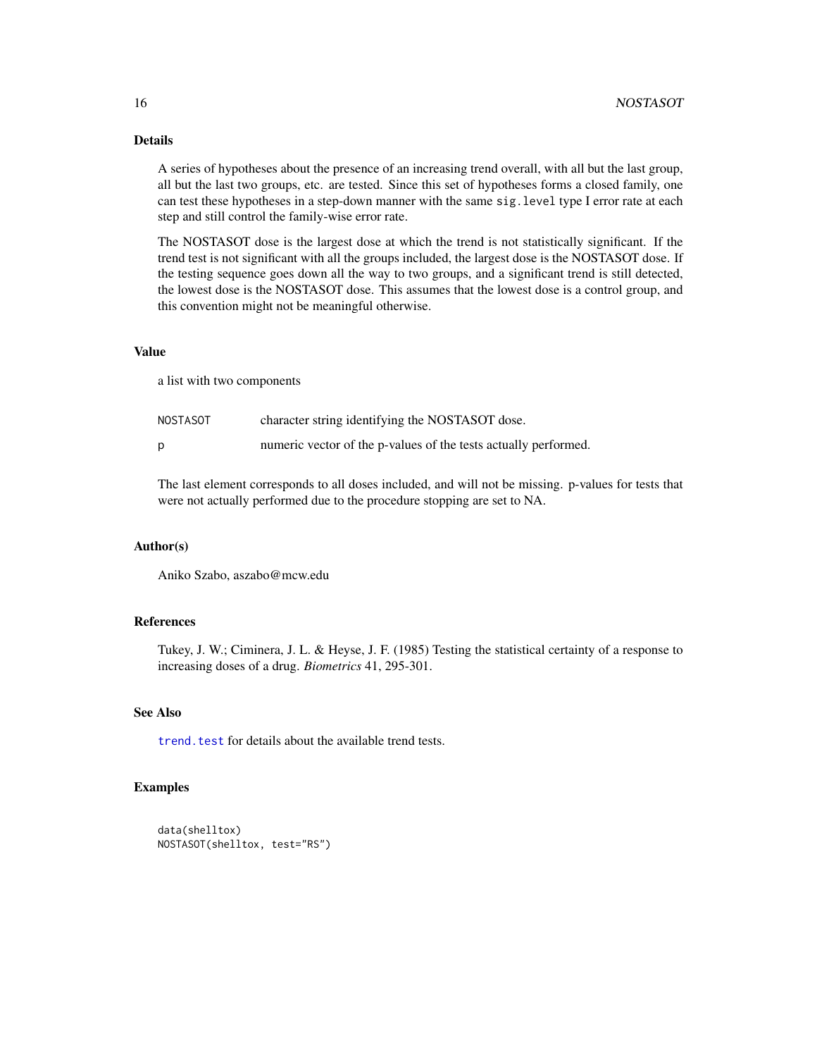## Details

A series of hypotheses about the presence of an increasing trend overall, with all but the last group, all but the last two groups, etc. are tested. Since this set of hypotheses forms a closed family, one can test these hypotheses in a step-down manner with the same `sig.level` type I error rate at each step and still control the family-wise error rate.

The NOSTASOT dose is the largest dose at which the trend is not statistically significant. If the trend test is not significant with all the groups included, the largest dose is the NOSTASOT dose. If the testing sequence goes down all the way to two groups, and a significant trend is still detected, the lowest dose is the NOSTASOT dose. This assumes that the lowest dose is a control group, and this convention might not be meaningful otherwise.

## Value

a list with two components

| | |
|---|---|
| `NOSTASOT` | character string identifying the NOSTASOT dose. |
| `p` | numeric vector of the p-values of the tests actually performed. |

The last element corresponds to all doses included, and will not be missing. p-values for tests that were not actually performed due to the procedure stopping are set to NA.

## Author(s)

Aniko Szabo, aszabo@mcw.edu

## References

Tukey, J. W.; Ciminera, J. L. & Heyse, J. F. (1985) Testing the statistical certainty of a response to increasing doses of a drug. *Biometrics* 41, 295-301.

## See Also

`trend.test` for details about the available trend tests.

## Examples

```
data(shelltox)
NOSTASOT(shelltox, test="RS")
```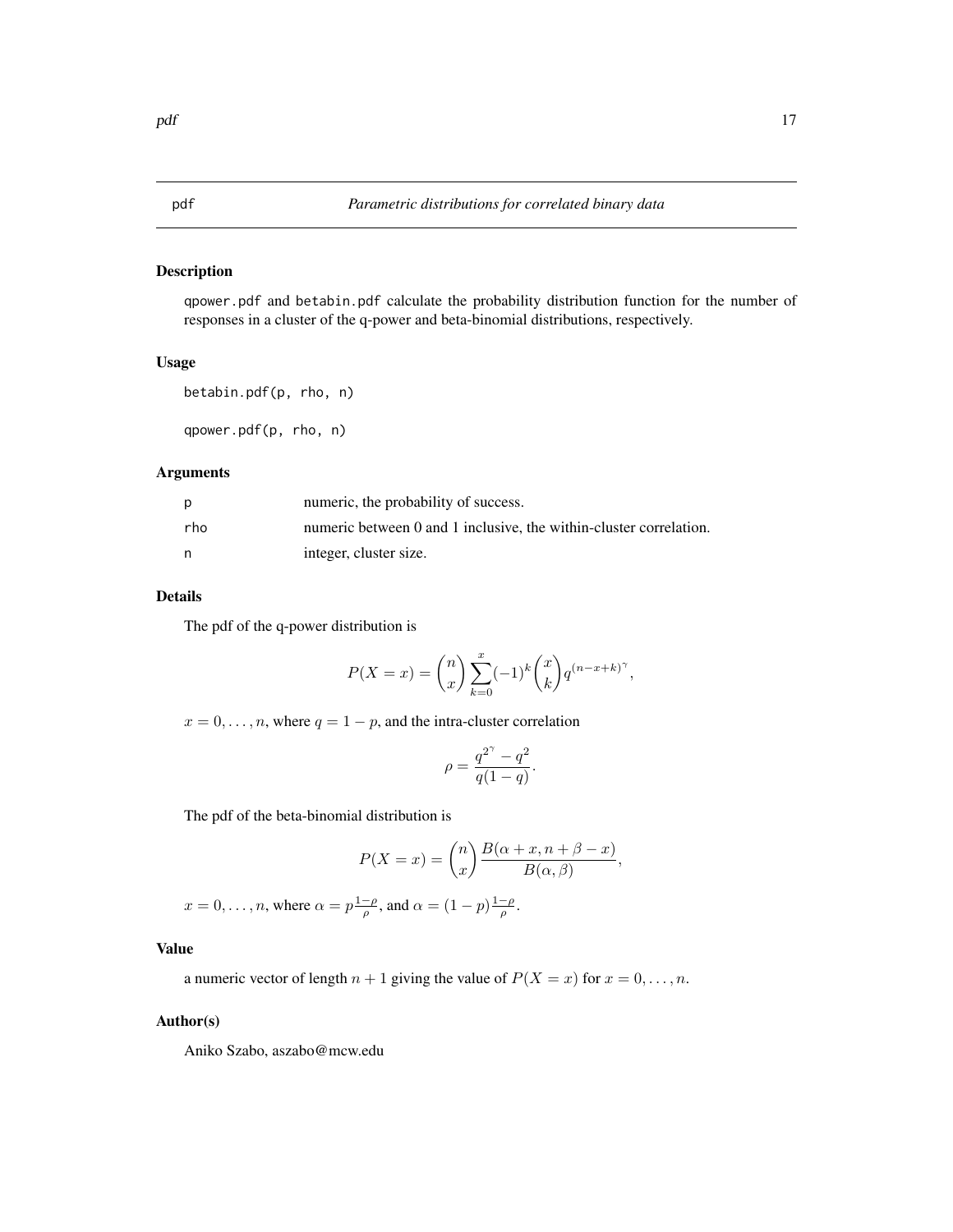# pdf — *Parametric distributions for correlated binary data*

## Description

qpower.pdf and betabin.pdf calculate the probability distribution function for the number of responses in a cluster of the q-power and beta-binomial distributions, respectively.

## Usage

```
betabin.pdf(p, rho, n)

qpower.pdf(p, rho, n)
```

## Arguments

| | |
|---|---|
| p | numeric, the probability of success. |
| rho | numeric between 0 and 1 inclusive, the within-cluster correlation. |
| n | integer, cluster size. |

## Details

The pdf of the q-power distribution is

$$P(X = x) = \binom{n}{x} \sum_{k=0}^{x} (-1)^k \binom{x}{k} q^{(n-x+k)^\gamma},$$

$x = 0, \ldots, n$, where $q = 1 - p$, and the intra-cluster correlation

$$\rho = \frac{q^{2^\gamma} - q^2}{q(1-q)}.$$

The pdf of the beta-binomial distribution is

$$P(X = x) = \binom{n}{x} \frac{B(\alpha + x, n + \beta - x)}{B(\alpha, \beta)},$$

$x = 0, \ldots, n$, where $\alpha = p\frac{1-\rho}{\rho}$, and $\alpha = (1-p)\frac{1-\rho}{\rho}$.

## Value

a numeric vector of length $n + 1$ giving the value of $P(X = x)$ for $x = 0, \ldots, n$.

## Author(s)

Aniko Szabo, aszabo@mcw.edu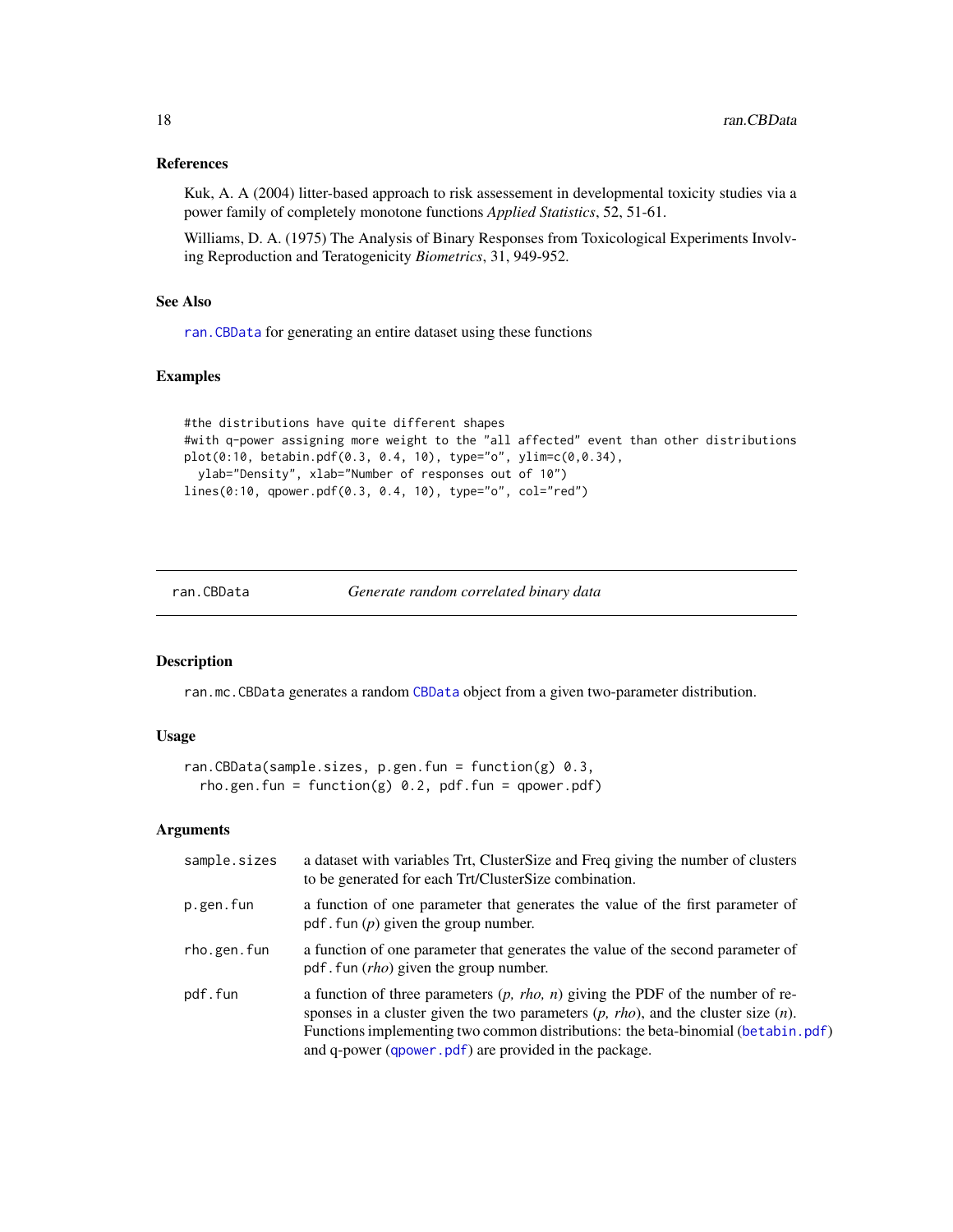### References

Kuk, A. A (2004) litter-based approach to risk assessement in developmental toxicity studies via a power family of completely monotone functions *Applied Statistics*, 52, 51-61.

Williams, D. A. (1975) The Analysis of Binary Responses from Toxicological Experiments Involving Reproduction and Teratogenicity *Biometrics*, 31, 949-952.

### See Also

`ran.CBData` for generating an entire dataset using these functions

### Examples

```
#the distributions have quite different shapes
#with q-power assigning more weight to the "all affected" event than other distributions
plot(0:10, betabin.pdf(0.3, 0.4, 10), type="o", ylim=c(0,0.34),
  ylab="Density", xlab="Number of responses out of 10")
lines(0:10, qpower.pdf(0.3, 0.4, 10), type="o", col="red")
```

---

## ran.CBData — *Generate random correlated binary data*

### Description

`ran.mc.CBData` generates a random `CBData` object from a given two-parameter distribution.

### Usage

```
ran.CBData(sample.sizes, p.gen.fun = function(g) 0.3,
  rho.gen.fun = function(g) 0.2, pdf.fun = qpower.pdf)
```

### Arguments

| | |
|---|---|
| `sample.sizes` | a dataset with variables Trt, ClusterSize and Freq giving the number of clusters to be generated for each Trt/ClusterSize combination. |
| `p.gen.fun` | a function of one parameter that generates the value of the first parameter of `pdf.fun` (*p*) given the group number. |
| `rho.gen.fun` | a function of one parameter that generates the value of the second parameter of `pdf.fun` (*rho*) given the group number. |
| `pdf.fun` | a function of three parameters (*p, rho, n*) giving the PDF of the number of responses in a cluster given the two parameters (*p, rho*), and the cluster size (*n*). Functions implementing two common distributions: the beta-binomial (`betabin.pdf`) and q-power (`qpower.pdf`) are provided in the package. |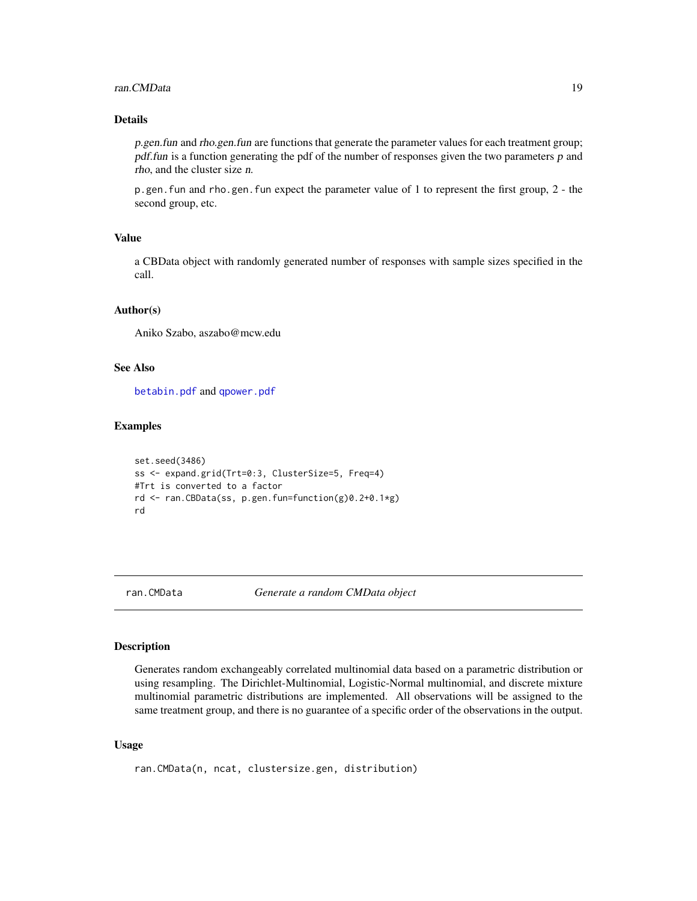## Details

*p.gen.fun* and *rho.gen.fun* are functions that generate the parameter values for each treatment group; *pdf.fun* is a function generating the pdf of the number of responses given the two parameters *p* and *rho*, and the cluster size *n*.

`p.gen.fun` and `rho.gen.fun` expect the parameter value of 1 to represent the first group, 2 - the second group, etc.

## Value

a CBData object with randomly generated number of responses with sample sizes specified in the call.

## Author(s)

Aniko Szabo, aszabo@mcw.edu

## See Also

`betabin.pdf` and `qpower.pdf`

## Examples

```
set.seed(3486)
ss <- expand.grid(Trt=0:3, ClusterSize=5, Freq=4)
#Trt is converted to a factor
rd <- ran.CBData(ss, p.gen.fun=function(g)0.2+0.1*g)
rd
```

---

# ran.CMData — *Generate a random CMData object*

## Description

Generates random exchangeably correlated multinomial data based on a parametric distribution or using resampling. The Dirichlet-Multinomial, Logistic-Normal multinomial, and discrete mixture multinomial parametric distributions are implemented. All observations will be assigned to the same treatment group, and there is no guarantee of a specific order of the observations in the output.

## Usage

```
ran.CMData(n, ncat, clustersize.gen, distribution)
```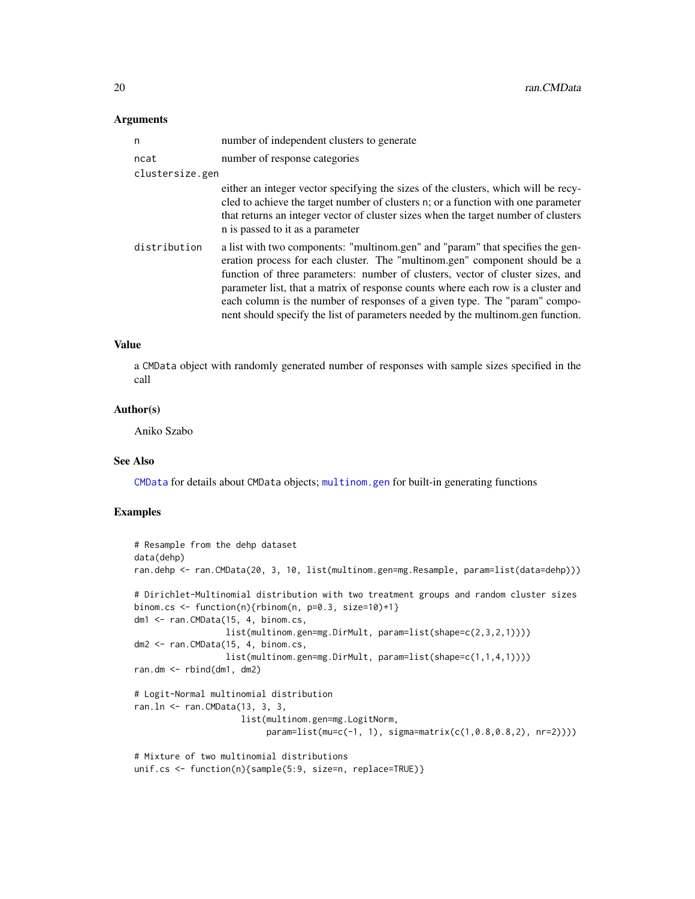### Arguments

- `n` — number of independent clusters to generate
- `ncat` — number of response categories
- `clustersize.gen` — either an integer vector specifying the sizes of the clusters, which will be recycled to achieve the target number of clusters n; or a function with one parameter that returns an integer vector of cluster sizes when the target number of clusters n is passed to it as a parameter
- `distribution` — a list with two components: "multinom.gen" and "param" that specifies the generation process for each cluster. The "multinom.gen" component should be a function of three parameters: number of clusters, vector of cluster sizes, and parameter list, that a matrix of response counts where each row is a cluster and each column is the number of responses of a given type. The "param" component should specify the list of parameters needed by the multinom.gen function.

### Value

a `CMData` object with randomly generated number of responses with sample sizes specified in the call

### Author(s)

Aniko Szabo

### See Also

`CMData` for details about `CMData` objects; `multinom.gen` for built-in generating functions

### Examples

```
# Resample from the dehp dataset
data(dehp)
ran.dehp <- ran.CMData(20, 3, 10, list(multinom.gen=mg.Resample, param=list(data=dehp)))

# Dirichlet-Multinomial distribution with two treatment groups and random cluster sizes
binom.cs <- function(n){rbinom(n, p=0.3, size=10)+1}
dm1 <- ran.CMData(15, 4, binom.cs,
                  list(multinom.gen=mg.DirMult, param=list(shape=c(2,3,2,1))))
dm2 <- ran.CMData(15, 4, binom.cs,
                  list(multinom.gen=mg.DirMult, param=list(shape=c(1,1,4,1))))
ran.dm <- rbind(dm1, dm2)

# Logit-Normal multinomial distribution
ran.ln <- ran.CMData(13, 3, 3,
                     list(multinom.gen=mg.LogitNorm,
                          param=list(mu=c(-1, 1), sigma=matrix(c(1,0.8,0.8,2), nr=2))))

# Mixture of two multinomial distributions
unif.cs <- function(n){sample(5:9, size=n, replace=TRUE)}
```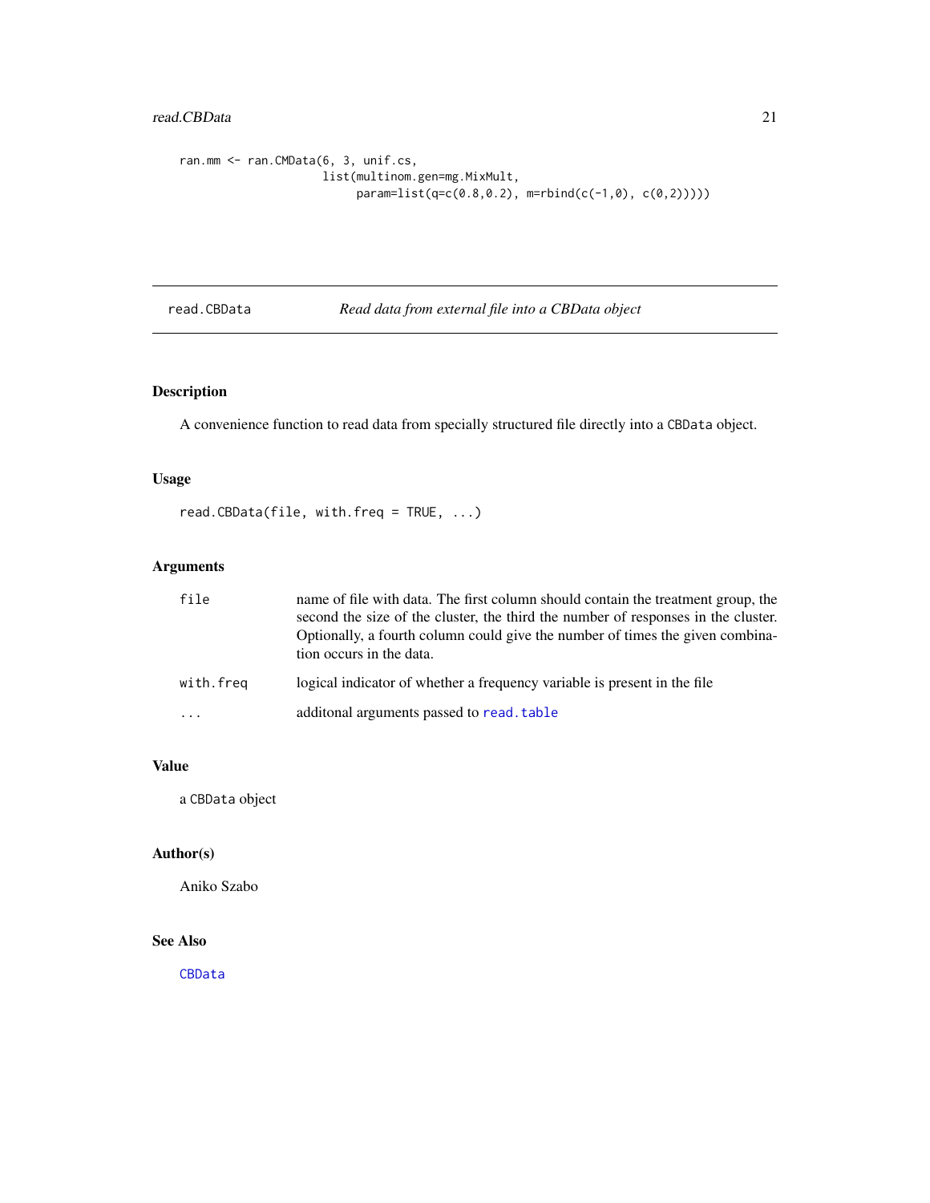```
ran.mm <- ran.CMData(6, 3, unif.cs,
                     list(multinom.gen=mg.MixMult,
                          param=list(q=c(0.8,0.2), m=rbind(c(-1,0), c(0,2)))))
```

---

## read.CBData *Read data from external file into a CBData object*

---

### Description

A convenience function to read data from specially structured file directly into a `CBData` object.

### Usage

```
read.CBData(file, with.freq = TRUE, ...)
```

### Arguments

| | |
|---|---|
| `file` | name of file with data. The first column should contain the treatment group, the second the size of the cluster, the third the number of responses in the cluster. Optionally, a fourth column could give the number of times the given combination occurs in the data. |
| `with.freq` | logical indicator of whether a frequency variable is present in the file |
| `...` | additonal arguments passed to `read.table` |

### Value

a `CBData` object

### Author(s)

Aniko Szabo

### See Also

`CBData`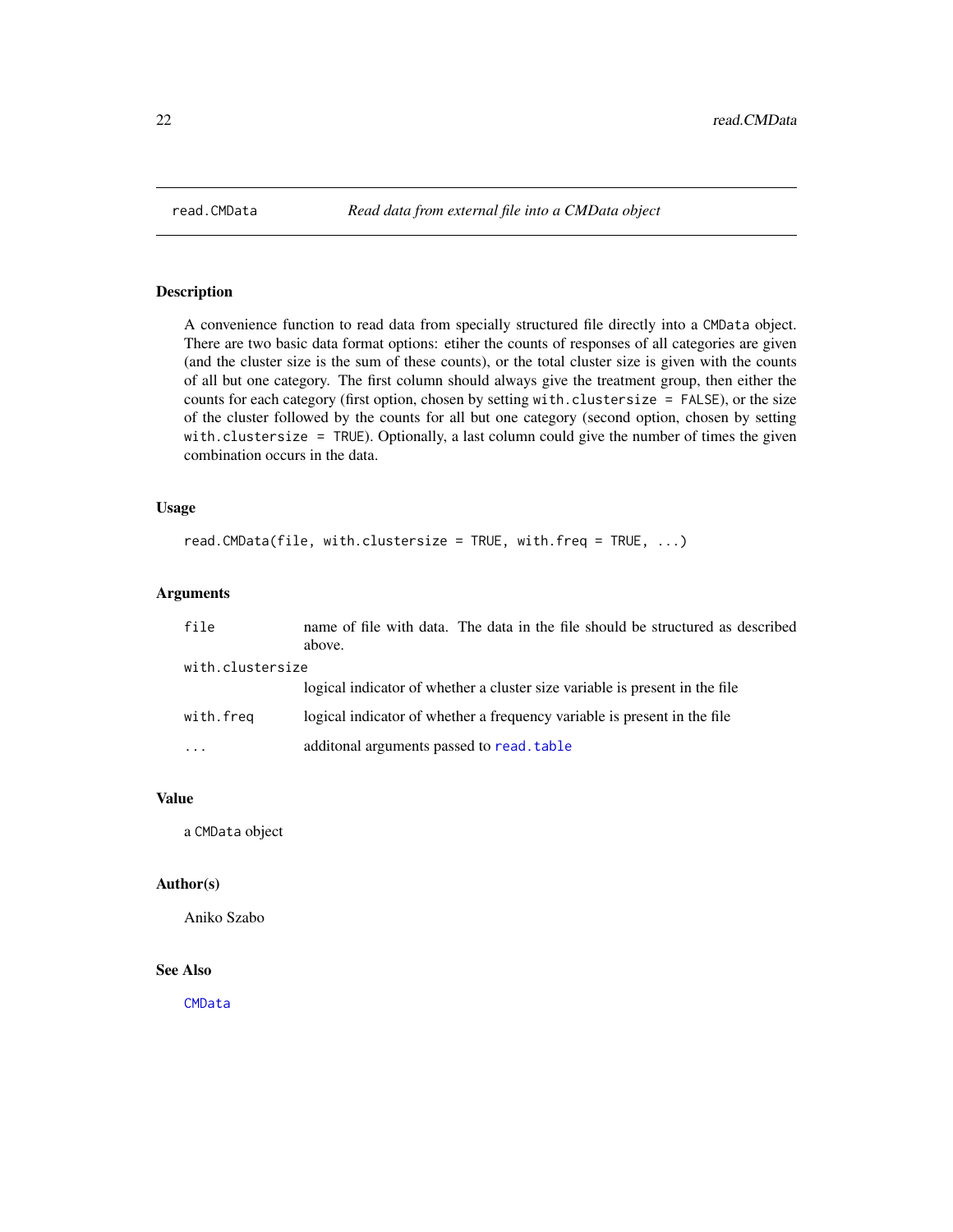# read.CMData *Read data from external file into a CMData object*

## Description

A convenience function to read data from specially structured file directly into a CMData object. There are two basic data format options: etiher the counts of responses of all categories are given (and the cluster size is the sum of these counts), or the total cluster size is given with the counts of all but one category. The first column should always give the treatment group, then either the counts for each category (first option, chosen by setting `with.clustersize = FALSE`), or the size of the cluster followed by the counts for all but one category (second option, chosen by setting `with.clustersize = TRUE`). Optionally, a last column could give the number of times the given combination occurs in the data.

## Usage

```
read.CMData(file, with.clustersize = TRUE, with.freq = TRUE, ...)
```

## Arguments

| | |
|---|---|
| `file` | name of file with data. The data in the file should be structured as described above. |
| `with.clustersize` | logical indicator of whether a cluster size variable is present in the file |
| `with.freq` | logical indicator of whether a frequency variable is present in the file |
| `...` | additonal arguments passed to `read.table` |

## Value

a CMData object

## Author(s)

Aniko Szabo

## See Also

`CMData`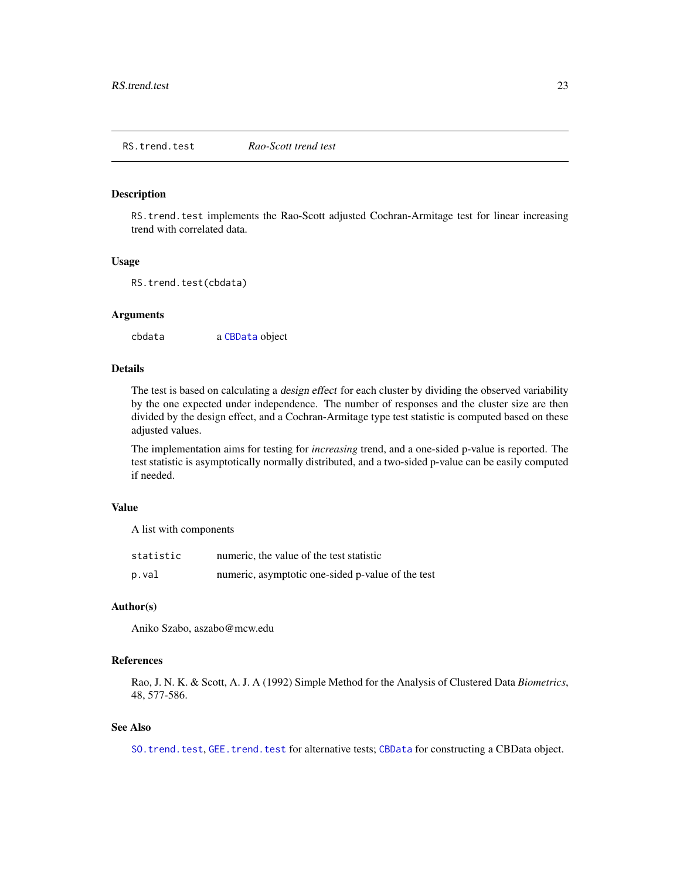## RS.trend.test *Rao-Scott trend test*

### Description

RS.trend.test implements the Rao-Scott adjusted Cochran-Armitage test for linear increasing trend with correlated data.

### Usage

```
RS.trend.test(cbdata)
```

### Arguments

| | |
|---|---|
| cbdata | a CBData object |

### Details

The test is based on calculating a *design effect* for each cluster by dividing the observed variability by the one expected under independence. The number of responses and the cluster size are then divided by the design effect, and a Cochran-Armitage type test statistic is computed based on these adjusted values.

The implementation aims for testing for *increasing* trend, and a one-sided p-value is reported. The test statistic is asymptotically normally distributed, and a two-sided p-value can be easily computed if needed.

### Value

A list with components

| | |
|---|---|
| statistic | numeric, the value of the test statistic |
| p.val | numeric, asymptotic one-sided p-value of the test |

### Author(s)

Aniko Szabo, aszabo@mcw.edu

### References

Rao, J. N. K. & Scott, A. J. A (1992) Simple Method for the Analysis of Clustered Data *Biometrics*, 48, 577-586.

### See Also

SO.trend.test, GEE.trend.test for alternative tests; CBData for constructing a CBData object.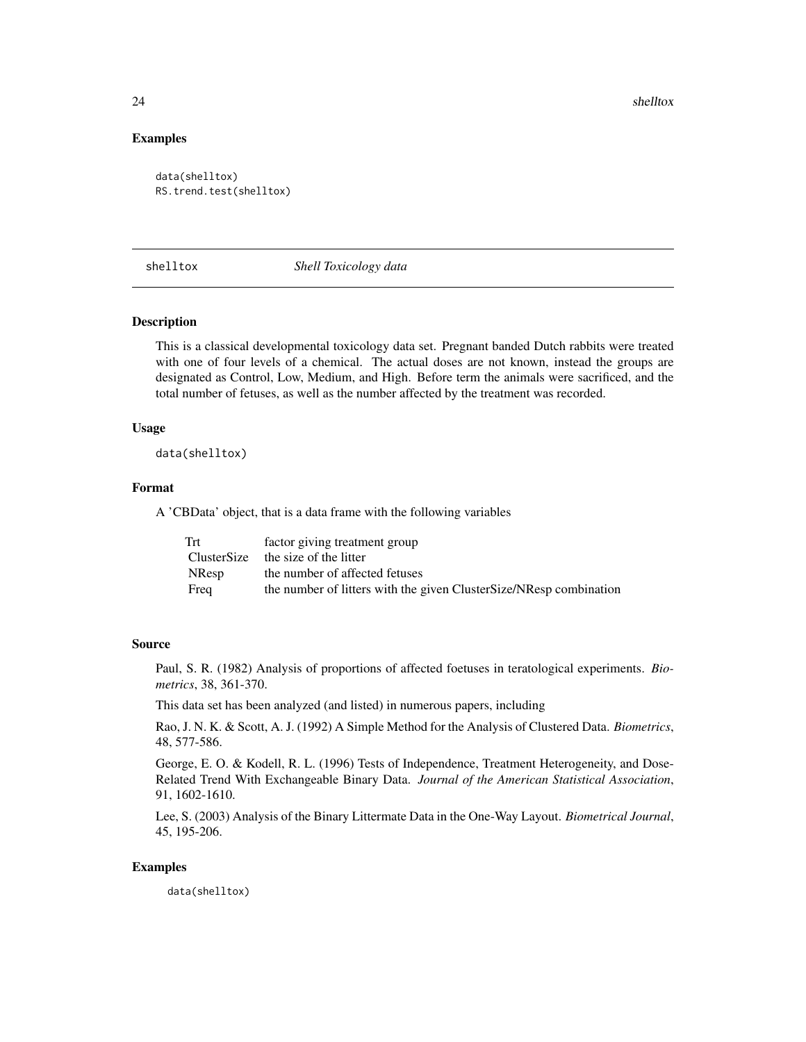## Examples

```
data(shelltox)
RS.trend.test(shelltox)
```

---

# shelltox — *Shell Toxicology data*

### Description

This is a classical developmental toxicology data set. Pregnant banded Dutch rabbits were treated with one of four levels of a chemical. The actual doses are not known, instead the groups are designated as Control, Low, Medium, and High. Before term the animals were sacrificed, and the total number of fetuses, as well as the number affected by the treatment was recorded.

### Usage

```
data(shelltox)
```

### Format

A 'CBData' object, that is a data frame with the following variables

| | |
|---|---|
| Trt | factor giving treatment group |
| ClusterSize | the size of the litter |
| NResp | the number of affected fetuses |
| Freq | the number of litters with the given ClusterSize/NResp combination |

### Source

Paul, S. R. (1982) Analysis of proportions of affected foetuses in teratological experiments. *Biometrics*, 38, 361-370.

This data set has been analyzed (and listed) in numerous papers, including

Rao, J. N. K. & Scott, A. J. (1992) A Simple Method for the Analysis of Clustered Data. *Biometrics*, 48, 577-586.

George, E. O. & Kodell, R. L. (1996) Tests of Independence, Treatment Heterogeneity, and Dose-Related Trend With Exchangeable Binary Data. *Journal of the American Statistical Association*, 91, 1602-1610.

Lee, S. (2003) Analysis of the Binary Littermate Data in the One-Way Layout. *Biometrical Journal*, 45, 195-206.

### Examples

```
data(shelltox)
```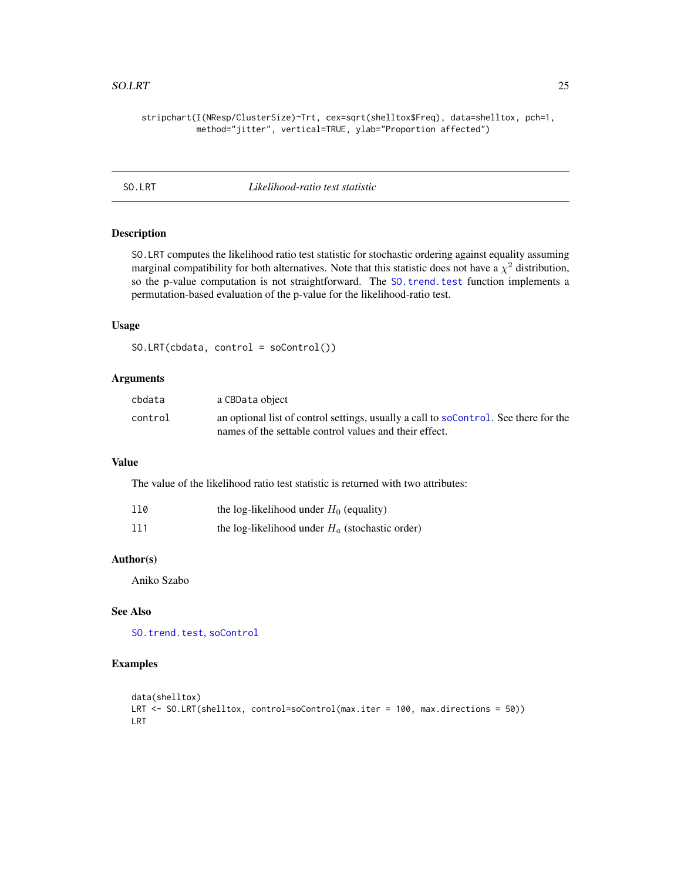```
stripchart(I(NResp/ClusterSize)~Trt, cex=sqrt(shelltox$Freq), data=shelltox, pch=1,
        method="jitter", vertical=TRUE, ylab="Proportion affected")
```

---

## SO.LRT — *Likelihood-ratio test statistic*

---

### Description

SO.LRT computes the likelihood ratio test statistic for stochastic ordering against equality assuming marginal compatibility for both alternatives. Note that this statistic does not have a $\chi^2$ distribution, so the p-value computation is not straightforward. The SO.trend.test function implements a permutation-based evaluation of the p-value for the likelihood-ratio test.

### Usage

```
SO.LRT(cbdata, control = soControl())
```

### Arguments

| | |
|---|---|
| cbdata | a CBData object |
| control | an optional list of control settings, usually a call to soControl. See there for the names of the settable control values and their effect. |

### Value

The value of the likelihood ratio test statistic is returned with two attributes:

| | |
|---|---|
| ll0 | the log-likelihood under $H_0$ (equality) |
| ll1 | the log-likelihood under $H_a$ (stochastic order) |

### Author(s)

Aniko Szabo

### See Also

SO.trend.test, soControl

### Examples

```
data(shelltox)
LRT <- SO.LRT(shelltox, control=soControl(max.iter = 100, max.directions = 50))
LRT
```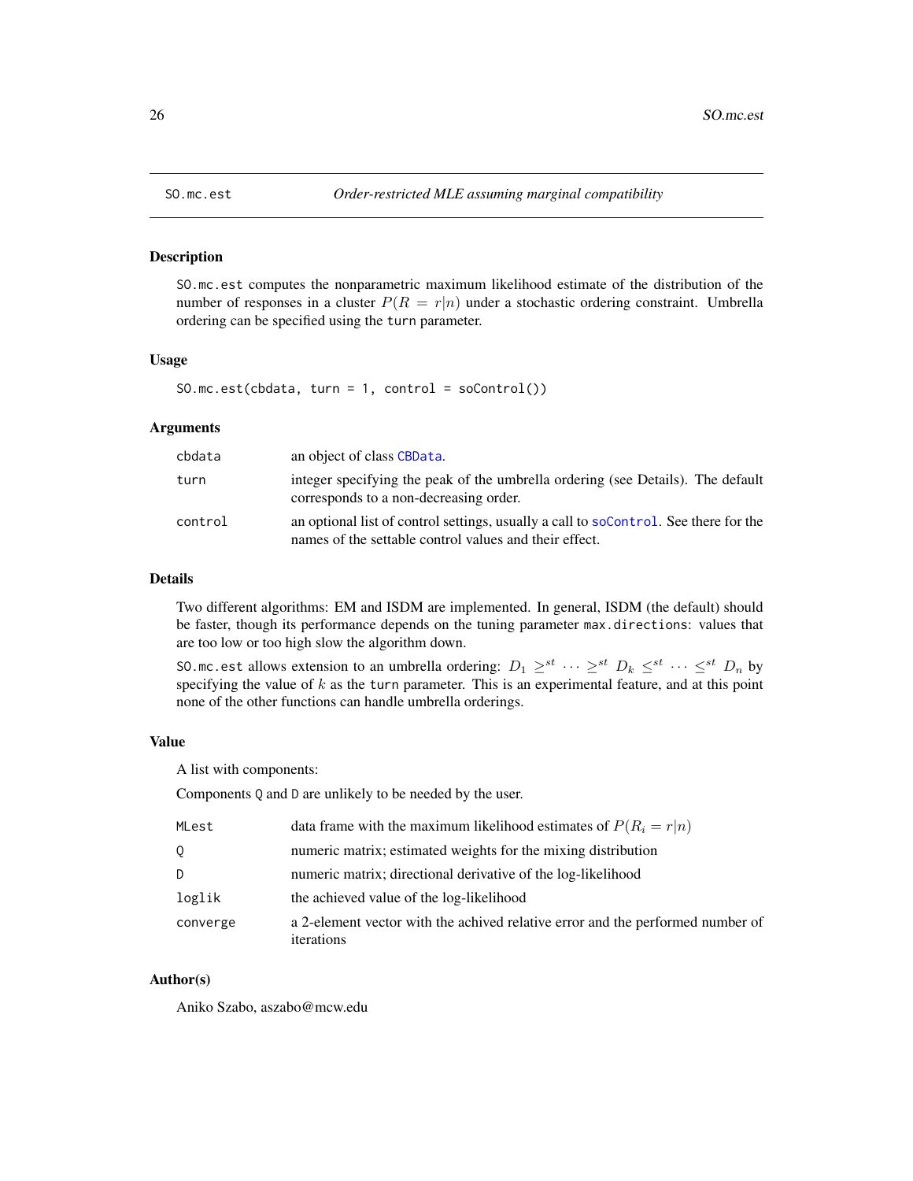# SO.mc.est — *Order-restricted MLE assuming marginal compatibility*

## Description

SO.mc.est computes the nonparametric maximum likelihood estimate of the distribution of the number of responses in a cluster $P(R = r|n)$ under a stochastic ordering constraint. Umbrella ordering can be specified using the turn parameter.

## Usage

```
SO.mc.est(cbdata, turn = 1, control = soControl())
```

## Arguments

| | |
|---|---|
| cbdata | an object of class CBData. |
| turn | integer specifying the peak of the umbrella ordering (see Details). The default corresponds to a non-decreasing order. |
| control | an optional list of control settings, usually a call to soControl. See there for the names of the settable control values and their effect. |

## Details

Two different algorithms: EM and ISDM are implemented. In general, ISDM (the default) should be faster, though its performance depends on the tuning parameter max.directions: values that are too low or too high slow the algorithm down.

SO.mc.est allows extension to an umbrella ordering: $D_1 \geq^{st} \cdots \geq^{st} D_k \leq^{st} \cdots \leq^{st} D_n$ by specifying the value of $k$ as the turn parameter. This is an experimental feature, and at this point none of the other functions can handle umbrella orderings.

## Value

A list with components:

Components Q and D are unlikely to be needed by the user.

| | |
|---|---|
| MLest | data frame with the maximum likelihood estimates of $P(R_i = r|n)$ |
| Q | numeric matrix; estimated weights for the mixing distribution |
| D | numeric matrix; directional derivative of the log-likelihood |
| loglik | the achieved value of the log-likelihood |
| converge | a 2-element vector with the achived relative error and the performed number of iterations |

## Author(s)

Aniko Szabo, aszabo@mcw.edu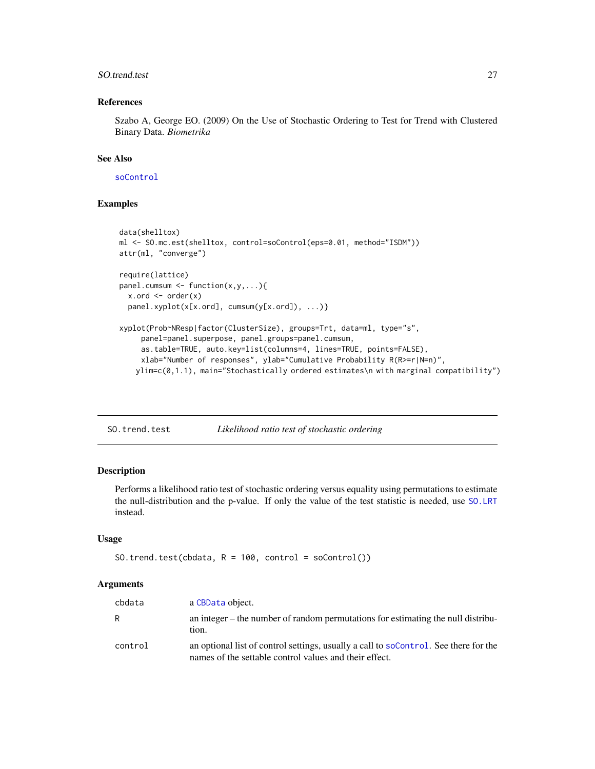### References

Szabo A, George EO. (2009) On the Use of Stochastic Ordering to Test for Trend with Clustered Binary Data. *Biometrika*

### See Also

soControl

### Examples

```
data(shelltox)
ml <- SO.mc.est(shelltox, control=soControl(eps=0.01, method="ISDM"))
attr(ml, "converge")

require(lattice)
panel.cumsum <- function(x,y,...){
  x.ord <- order(x)
  panel.xyplot(x[x.ord], cumsum(y[x.ord]), ...)}

xyplot(Prob~NResp|factor(ClusterSize), groups=Trt, data=ml, type="s",
     panel=panel.superpose, panel.groups=panel.cumsum,
     as.table=TRUE, auto.key=list(columns=4, lines=TRUE, points=FALSE),
     xlab="Number of responses", ylab="Cumulative Probability R(R>=r|N=n)",
    ylim=c(0,1.1), main="Stochastically ordered estimates\n with marginal compatibility")
```

---

## SO.trend.test *Likelihood ratio test of stochastic ordering*

---

### Description

Performs a likelihood ratio test of stochastic ordering versus equality using permutations to estimate the null-distribution and the p-value. If only the value of the test statistic is needed, use SO.LRT instead.

### Usage

```
SO.trend.test(cbdata, R = 100, control = soControl())
```

### Arguments

| | |
|---|---|
| cbdata | a CBData object. |
| R | an integer – the number of random permutations for estimating the null distribution. |
| control | an optional list of control settings, usually a call to soControl. See there for the names of the settable control values and their effect. |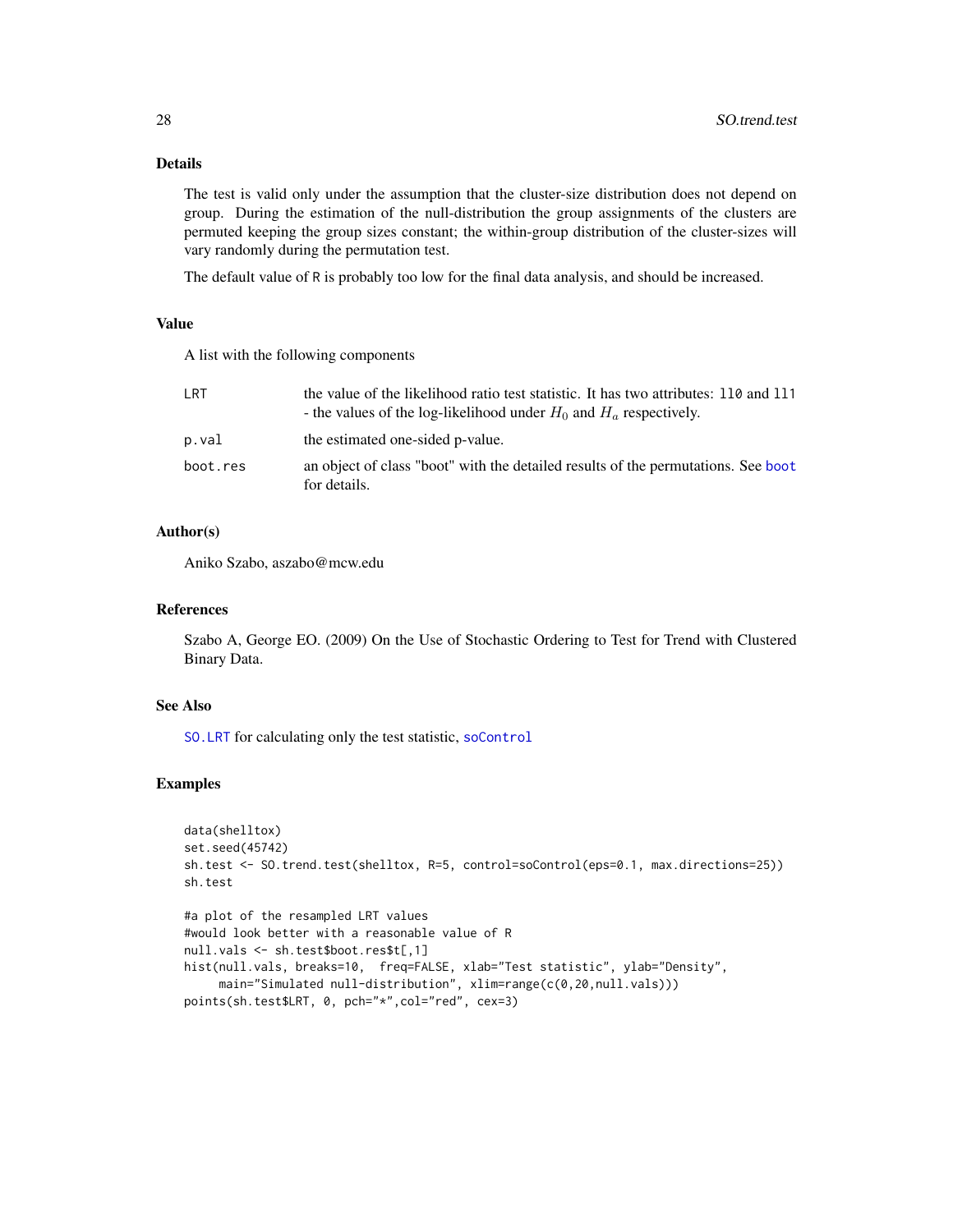## Details

The test is valid only under the assumption that the cluster-size distribution does not depend on group. During the estimation of the null-distribution the group assignments of the clusters are permuted keeping the group sizes constant; the within-group distribution of the cluster-sizes will vary randomly during the permutation test.

The default value of `R` is probably too low for the final data analysis, and should be increased.

## Value

A list with the following components

| | |
|---|---|
| `LRT` | the value of the likelihood ratio test statistic. It has two attributes: `ll0` and `ll1` - the values of the log-likelihood under $H_0$ and $H_a$ respectively. |
| `p.val` | the estimated one-sided p-value. |
| `boot.res` | an object of class "boot" with the detailed results of the permutations. See `boot` for details. |

## Author(s)

Aniko Szabo, aszabo@mcw.edu

## References

Szabo A, George EO. (2009) On the Use of Stochastic Ordering to Test for Trend with Clustered Binary Data.

## See Also

`SO.LRT` for calculating only the test statistic, `soControl`

## Examples

```
data(shelltox)
set.seed(45742)
sh.test <- SO.trend.test(shelltox, R=5, control=soControl(eps=0.1, max.directions=25))
sh.test

#a plot of the resampled LRT values
#would look better with a reasonable value of R
null.vals <- sh.test$boot.res$t[,1]
hist(null.vals, breaks=10,  freq=FALSE, xlab="Test statistic", ylab="Density",
     main="Simulated null-distribution", xlim=range(c(0,20,null.vals)))
points(sh.test$LRT, 0, pch="*",col="red", cex=3)
```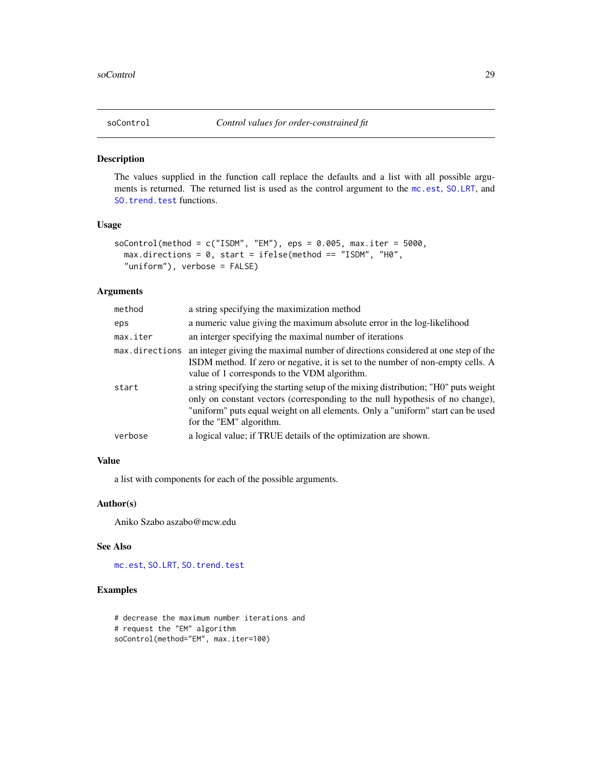# soControl — *Control values for order-constrained fit*

## Description

The values supplied in the function call replace the defaults and a list with all possible arguments is returned. The returned list is used as the control argument to the `mc.est`, `SO.LRT`, and `SO.trend.test` functions.

## Usage

```
soControl(method = c("ISDM", "EM"), eps = 0.005, max.iter = 5000,
  max.directions = 0, start = ifelse(method == "ISDM", "H0",
  "uniform"), verbose = FALSE)
```

## Arguments

| | |
|---|---|
| `method` | a string specifying the maximization method |
| `eps` | a numeric value giving the maximum absolute error in the log-likelihood |
| `max.iter` | an interger specifying the maximal number of iterations |
| `max.directions` | an integer giving the maximal number of directions considered at one step of the ISDM method. If zero or negative, it is set to the number of non-empty cells. A value of 1 corresponds to the VDM algorithm. |
| `start` | a string specifying the starting setup of the mixing distribution; "H0" puts weight only on constant vectors (corresponding to the null hypothesis of no change), "uniform" puts equal weight on all elements. Only a "uniform" start can be used for the "EM" algorithm. |
| `verbose` | a logical value; if TRUE details of the optimization are shown. |

## Value

a list with components for each of the possible arguments.

## Author(s)

Aniko Szabo aszabo@mcw.edu

## See Also

`mc.est`, `SO.LRT`, `SO.trend.test`

## Examples

```
# decrease the maximum number iterations and
# request the "EM" algorithm
soControl(method="EM", max.iter=100)
```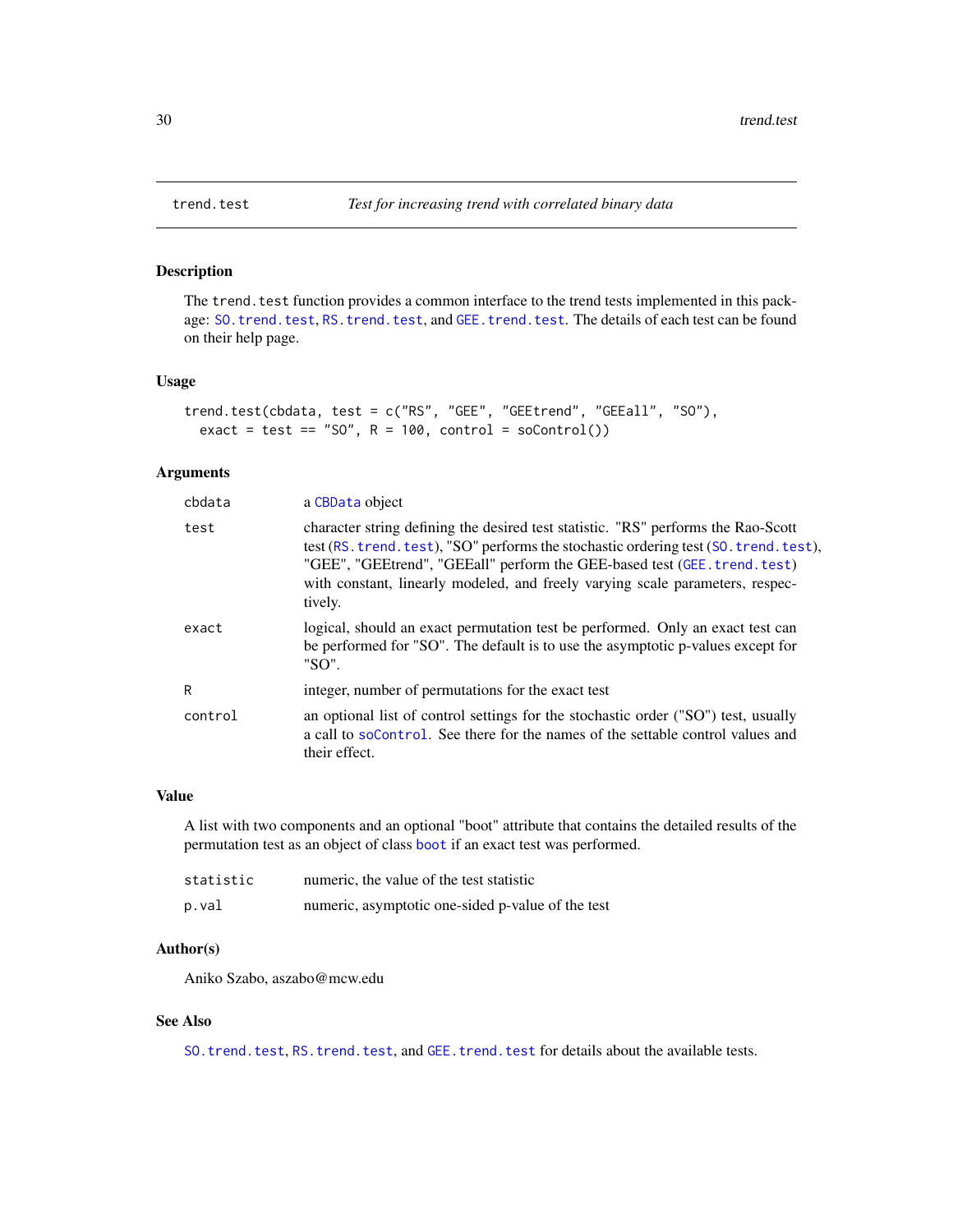## trend.test — *Test for increasing trend with correlated binary data*

### Description

The `trend.test` function provides a common interface to the trend tests implemented in this package: `SO.trend.test`, `RS.trend.test`, and `GEE.trend.test`. The details of each test can be found on their help page.

### Usage

```
trend.test(cbdata, test = c("RS", "GEE", "GEEtrend", "GEEall", "SO"),
  exact = test == "SO", R = 100, control = soControl())
```

### Arguments

| | |
|---|---|
| `cbdata` | a `CBData` object |
| `test` | character string defining the desired test statistic. "RS" performs the Rao-Scott test (`RS.trend.test`), "SO" performs the stochastic ordering test (`SO.trend.test`), "GEE", "GEEtrend", "GEEall" perform the GEE-based test (`GEE.trend.test`) with constant, linearly modeled, and freely varying scale parameters, respectively. |
| `exact` | logical, should an exact permutation test be performed. Only an exact test can be performed for "SO". The default is to use the asymptotic p-values except for "SO". |
| `R` | integer, number of permutations for the exact test |
| `control` | an optional list of control settings for the stochastic order ("SO") test, usually a call to `soControl`. See there for the names of the settable control values and their effect. |

### Value

A list with two components and an optional "boot" attribute that contains the detailed results of the permutation test as an object of class `boot` if an exact test was performed.

| | |
|---|---|
| `statistic` | numeric, the value of the test statistic |
| `p.val` | numeric, asymptotic one-sided p-value of the test |

### Author(s)

Aniko Szabo, aszabo@mcw.edu

### See Also

`SO.trend.test`, `RS.trend.test`, and `GEE.trend.test` for details about the available tests.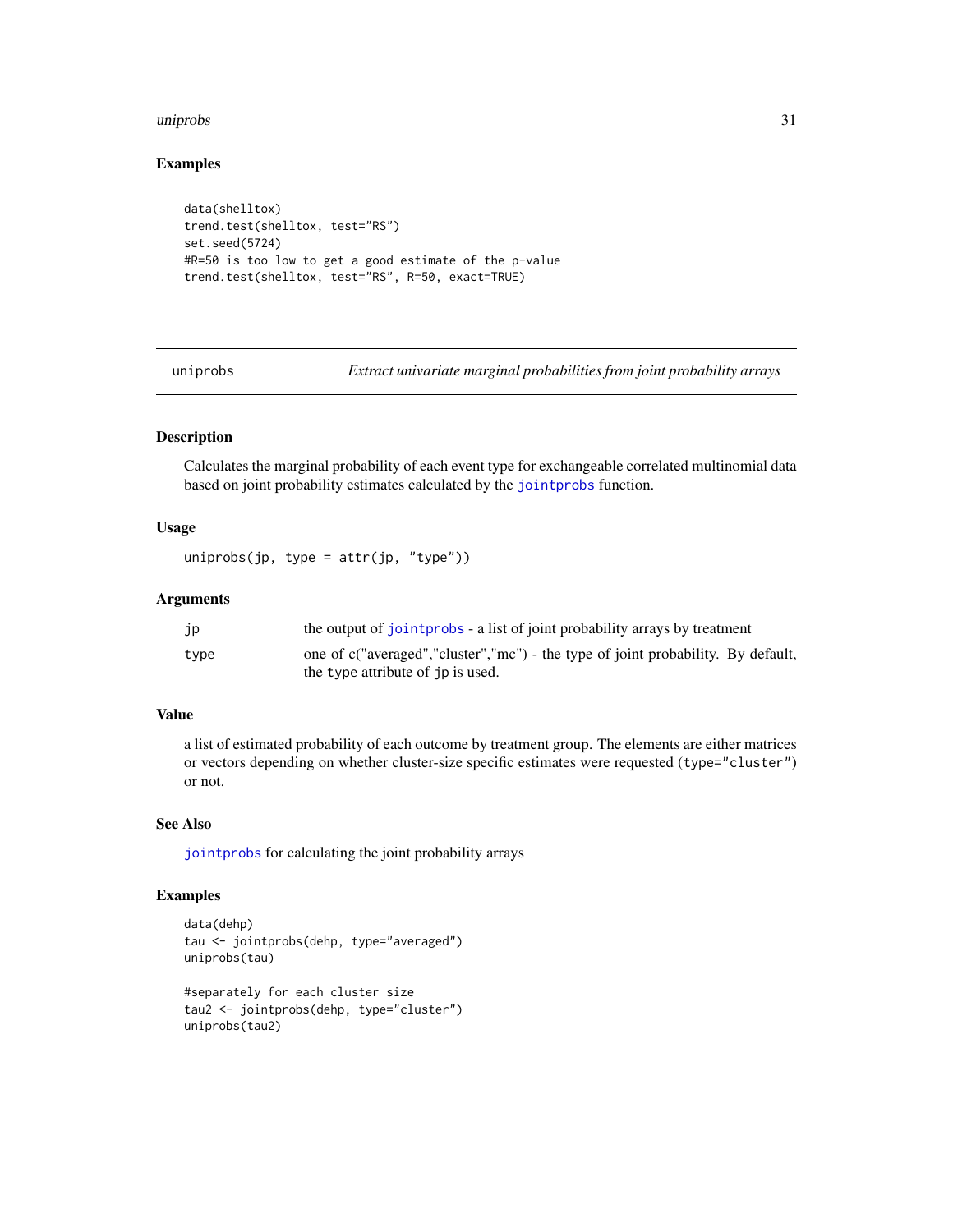## Examples

```
data(shelltox)
trend.test(shelltox, test="RS")
set.seed(5724)
#R=50 is too low to get a good estimate of the p-value
trend.test(shelltox, test="RS", R=50, exact=TRUE)
```

---

# uniprobs — *Extract univariate marginal probabilities from joint probability arrays*

---

## Description

Calculates the marginal probability of each event type for exchangeable correlated multinomial data based on joint probability estimates calculated by the `jointprobs` function.

## Usage

```
uniprobs(jp, type = attr(jp, "type"))
```

## Arguments

| | |
|---|---|
| `jp` | the output of `jointprobs` - a list of joint probability arrays by treatment |
| `type` | one of c("averaged","cluster","mc") - the type of joint probability. By default, the `type` attribute of `jp` is used. |

## Value

a list of estimated probability of each outcome by treatment group. The elements are either matrices or vectors depending on whether cluster-size specific estimates were requested (`type="cluster"`) or not.

## See Also

`jointprobs` for calculating the joint probability arrays

## Examples

```
data(dehp)
tau <- jointprobs(dehp, type="averaged")
uniprobs(tau)

#separately for each cluster size
tau2 <- jointprobs(dehp, type="cluster")
uniprobs(tau2)
```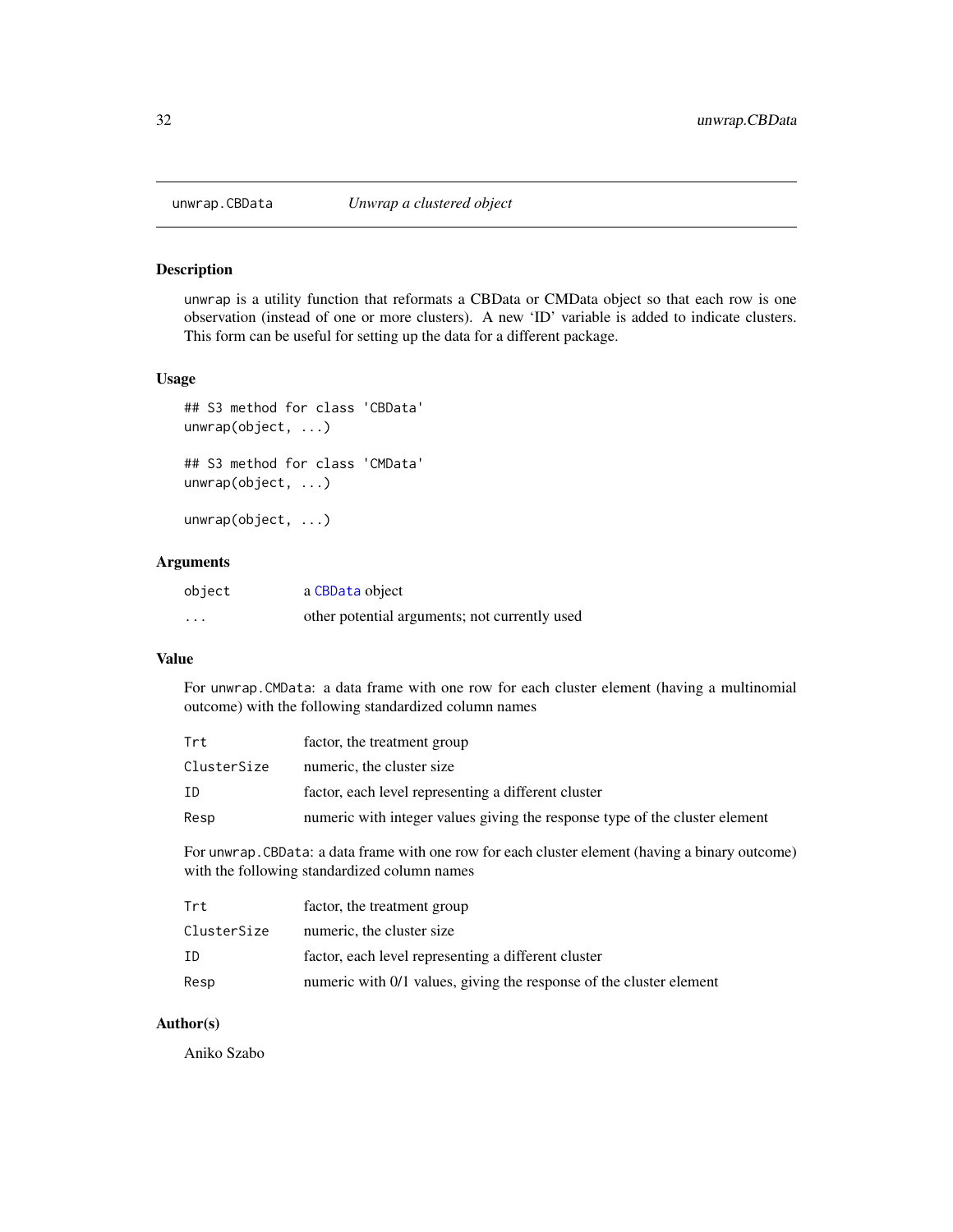unwrap.CBData *Unwrap a clustered object*

## Description

unwrap is a utility function that reformats a CBData or CMData object so that each row is one observation (instead of one or more clusters). A new 'ID' variable is added to indicate clusters. This form can be useful for setting up the data for a different package.

## Usage

```
## S3 method for class 'CBData'
unwrap(object, ...)

## S3 method for class 'CMData'
unwrap(object, ...)

unwrap(object, ...)
```

## Arguments

| | |
|---|---|
| object | a CBData object |
| ... | other potential arguments; not currently used |

## Value

For unwrap.CMData: a data frame with one row for each cluster element (having a multinomial outcome) with the following standardized column names

| | |
|---|---|
| Trt | factor, the treatment group |
| ClusterSize | numeric, the cluster size |
| ID | factor, each level representing a different cluster |
| Resp | numeric with integer values giving the response type of the cluster element |

For unwrap.CBData: a data frame with one row for each cluster element (having a binary outcome) with the following standardized column names

| | |
|---|---|
| Trt | factor, the treatment group |
| ClusterSize | numeric, the cluster size |
| ID | factor, each level representing a different cluster |
| Resp | numeric with 0/1 values, giving the response of the cluster element |

## Author(s)

Aniko Szabo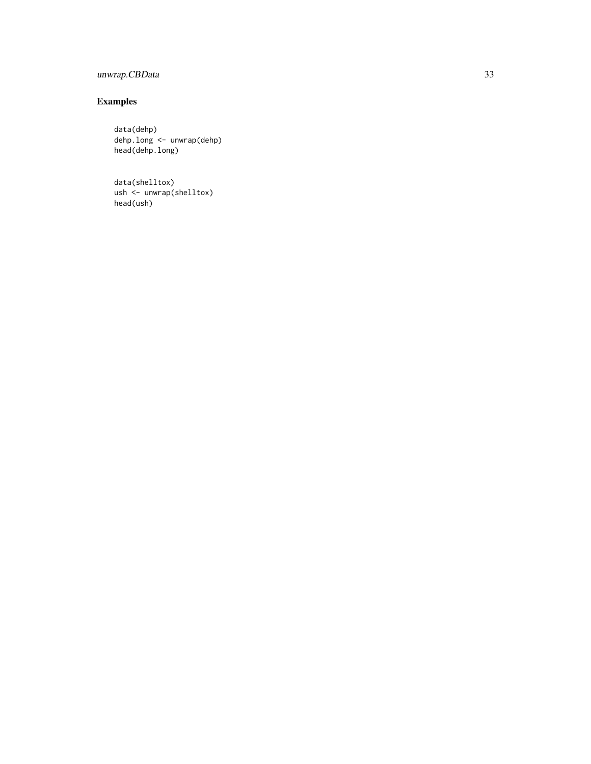## Examples

```
data(dehp)
dehp.long <- unwrap(dehp)
head(dehp.long)


data(shelltox)
ush <- unwrap(shelltox)
head(ush)
```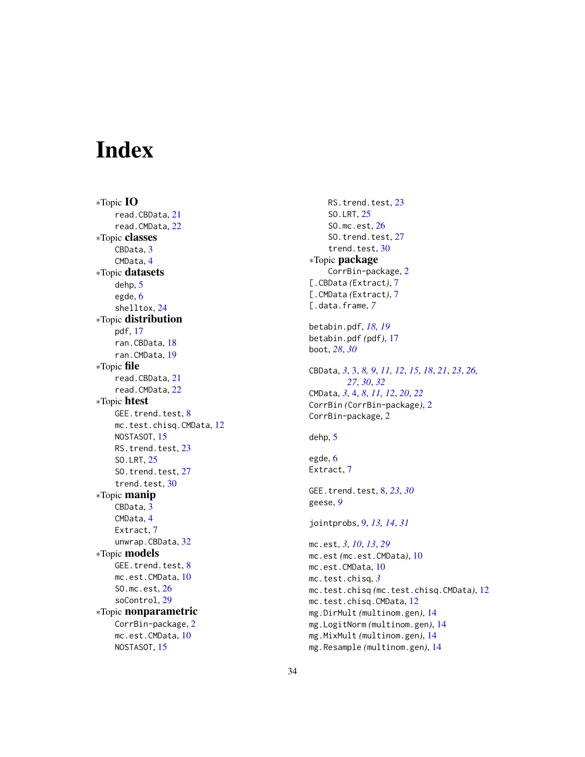# Index

∗Topic **IO**
- read.CBData, 21
- read.CMData, 22

∗Topic **classes**
- CBData, 3
- CMData, 4

∗Topic **datasets**
- dehp, 5
- egde, 6
- shelltox, 24

∗Topic **distribution**
- pdf, 17
- ran.CBData, 18
- ran.CMData, 19

∗Topic **file**
- read.CBData, 21
- read.CMData, 22

∗Topic **htest**
- GEE.trend.test, 8
- mc.test.chisq.CMData, 12
- NOSTASOT, 15
- RS.trend.test, 23
- SO.LRT, 25
- SO.trend.test, 27
- trend.test, 30

∗Topic **manip**
- CBData, 3
- CMData, 4
- Extract, 7
- unwrap.CBData, 32

∗Topic **models**
- GEE.trend.test, 8
- mc.est.CMData, 10
- SO.mc.est, 26
- soControl, 29

∗Topic **nonparametric**
- CorrBin-package, 2
- mc.est.CMData, 10
- NOSTASOT, 15
- RS.trend.test, 23
- SO.LRT, 25
- SO.mc.est, 26
- SO.trend.test, 27
- trend.test, 30

∗Topic **package**
- CorrBin-package, 2

[.CBData *(*Extract*)*, 7
[.CMData *(*Extract*)*, 7
[.data.frame, *7*

betabin.pdf, *18*, *19*
betabin.pdf *(*pdf*)*, 17
boot, *28*, *30*

CBData, *3*, 3, *8, 9*, *11, 12*, *15*, *18*, *21*, *23*, *26, 27*, *30*, *32*
CMData, *3*, 4, *8*, *11, 12*, *20*, *22*
CorrBin *(*CorrBin-package*)*, 2
CorrBin-package, 2

dehp, 5

egde, 6
Extract, 7

GEE.trend.test, 8, *23*, *30*
geese, *9*

jointprobs, 9, *13, 14*, *31*

mc.est, *3*, *10*, *13*, *29*
mc.est *(*mc.est.CMData*)*, 10
mc.est.CMData, 10
mc.test.chisq, *3*
mc.test.chisq *(*mc.test.chisq.CMData*)*, 12
mc.test.chisq.CMData, 12
mg.DirMult *(*multinom.gen*)*, 14
mg.LogitNorm *(*multinom.gen*)*, 14
mg.MixMult *(*multinom.gen*)*, 14
mg.Resample *(*multinom.gen*)*, 14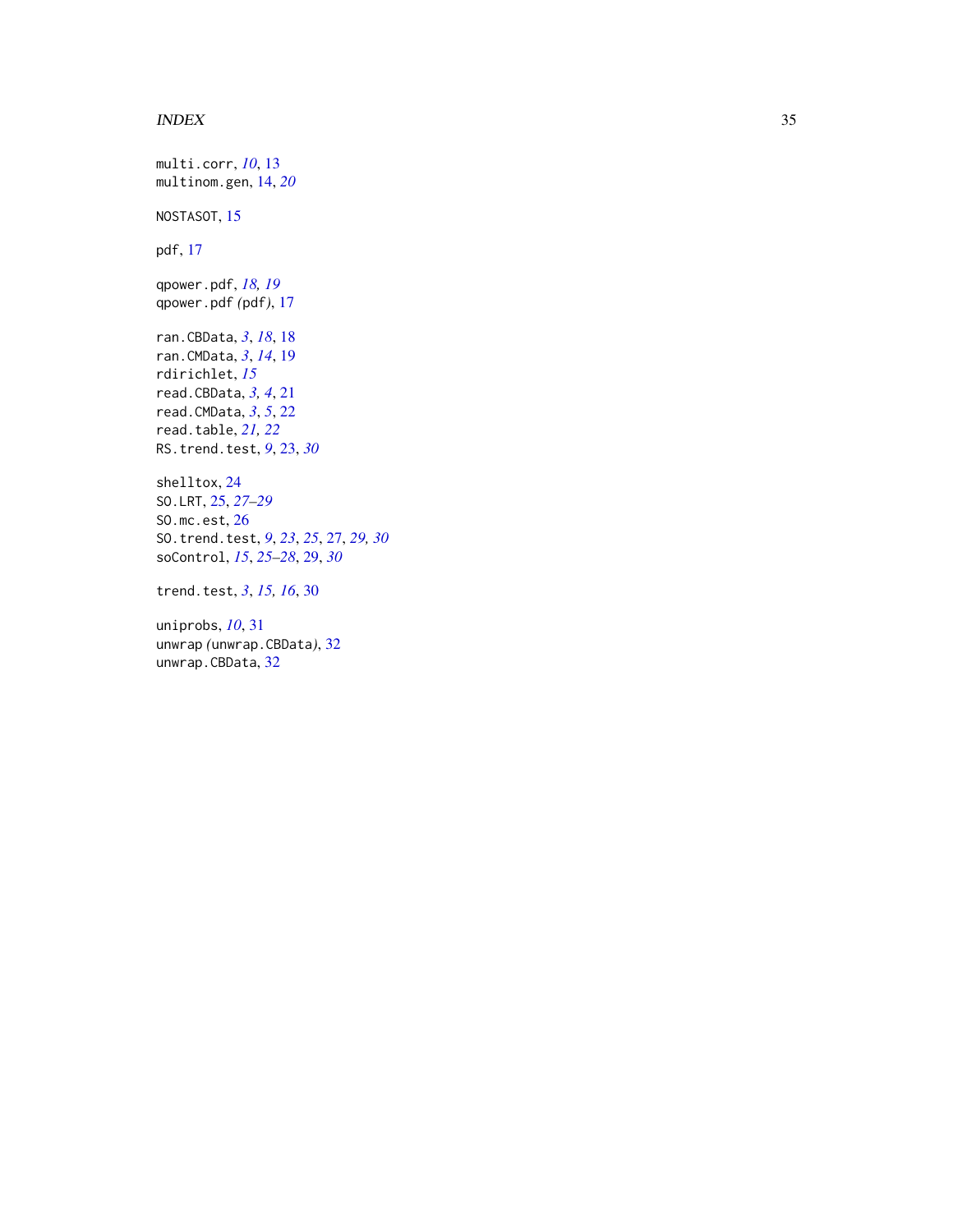multi.corr, *10*, 13
multinom.gen, 14, *20*

NOSTASOT, 15

pdf, 17

qpower.pdf, *18, 19*
qpower.pdf *(*pdf*)*, 17

ran.CBData, *3*, *18*, 18
ran.CMData, *3*, *14*, 19
rdirichlet, *15*
read.CBData, *3, 4*, 21
read.CMData, *3*, *5*, 22
read.table, *21, 22*
RS.trend.test, *9*, 23, *30*

shelltox, 24
SO.LRT, 25, *27–29*
SO.mc.est, 26
SO.trend.test, *9*, *23*, *25*, 27, *29, 30*
soControl, *15*, *25–28*, 29, *30*

trend.test, *3*, *15, 16*, 30

uniprobs, *10*, 31
unwrap *(*unwrap.CBData*)*, 32
unwrap.CBData, 32